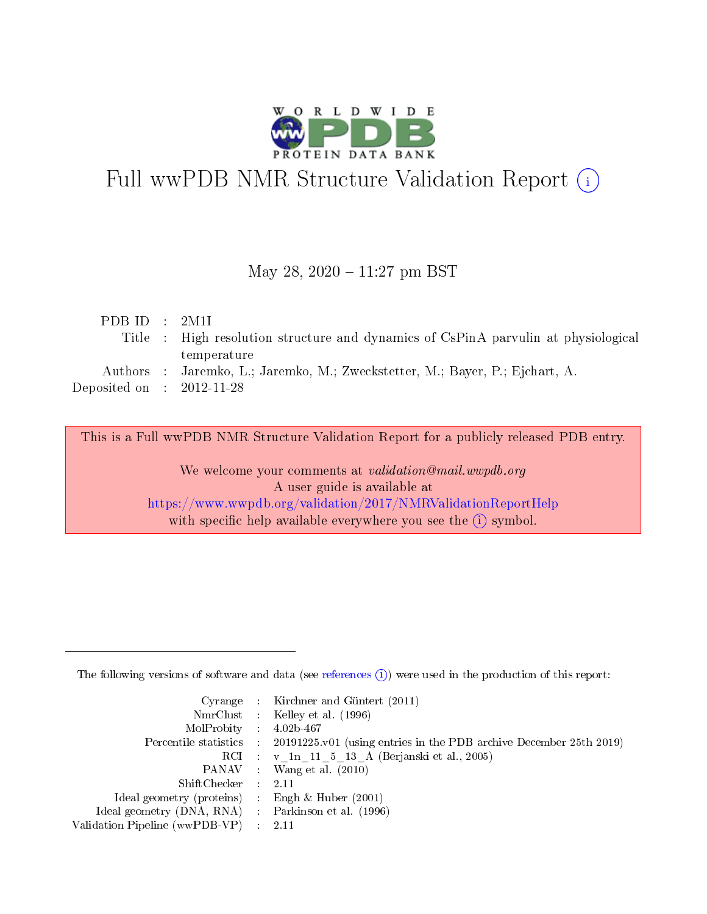# Full wwPDB NMR Structure Validation Report (i)

May 28, 2020 – 11:27 pm BST

| | | |
|---|---|---|
| PDB ID | : | 2M1I |
| Title | : | High resolution structure and dynamics of CsPinA parvulin at physiological temperature |
| Authors | : | Jaremko, L.; Jaremko, M.; Zweckstetter, M.; Bayer, P.; Ejchart, A. |
| Deposited on | : | 2012-11-28 |

This is a Full wwPDB NMR Structure Validation Report for a publicly released PDB entry.

We welcome your comments at *validation@mail.wwpdb.org*
A user guide is available at
https://www.wwpdb.org/validation/2017/NMRValidationReportHelp
with specific help available everywhere you see the (i) symbol.

The following versions of software and data (see references (i)) were used in the production of this report:

| | | |
|---|---|---|
| Cyrange | : | Kirchner and Güntert (2011) |
| NmrClust | : | Kelley et al. (1996) |
| MolProbity | : | 4.02b-467 |
| Percentile statistics | : | 20191225.v01 (using entries in the PDB archive December 25th 2019) |
| RCI | : | v_1n_11_5_13_A (Berjanski et al., 2005) |
| PANAV | : | Wang et al. (2010) |
| ShiftChecker | : | 2.11 |
| Ideal geometry (proteins) | : | Engh & Huber (2001) |
| Ideal geometry (DNA, RNA) | : | Parkinson et al. (1996) |
| Validation Pipeline (wwPDB-VP) | : | 2.11 |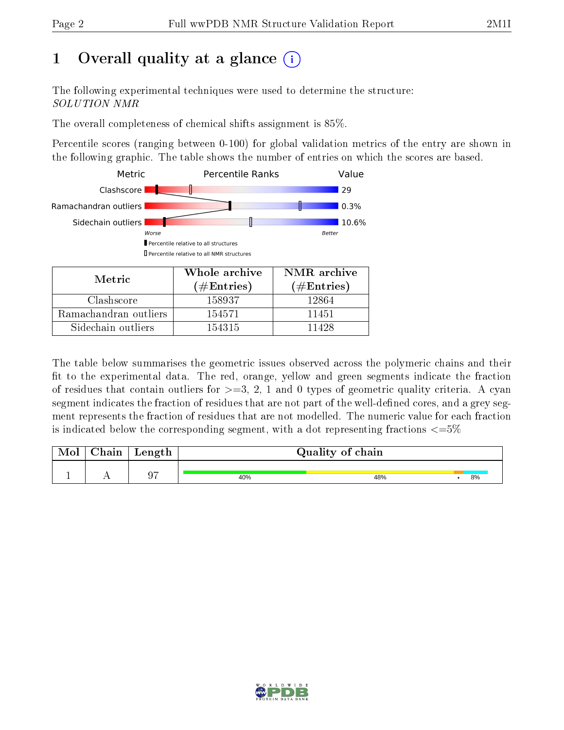# 1 Overall quality at a glance

The following experimental techniques were used to determine the structure:
*SOLUTION NMR*

The overall completeness of chemical shifts assignment is 85%.

Percentile scores (ranging between 0-100) for global validation metrics of the entry are shown in the following graphic. The table shows the number of entries on which the scores are based.

| Metric | Percentile Ranks | Value |
|---|---|---|
| Clashscore | | 29 |
| Ramachandran outliers | | 0.3% |
| Sidechain outliers | | 10.6% |

Worse — Better

Percentile relative to all structures

Percentile relative to all NMR structures

| Metric | Whole archive (#Entries) | NMR archive (#Entries) |
|---|---|---|
| Clashscore | 158937 | 12864 |
| Ramachandran outliers | 154571 | 11451 |
| Sidechain outliers | 154315 | 11428 |

The table below summarises the geometric issues observed across the polymeric chains and their fit to the experimental data. The red, orange, yellow and green segments indicate the fraction of residues that contain outliers for >=3, 2, 1 and 0 types of geometric quality criteria. A cyan segment indicates the fraction of residues that are not part of the well-defined cores, and a grey segment represents the fraction of residues that are not modelled. The numeric value for each fraction is indicated below the corresponding segment, with a dot representing fractions <=5%

| Mol | Chain | Length | Quality of chain |
|---|---|---|---|
| 1 | A | 97 | 40% · 48% · • · 8% |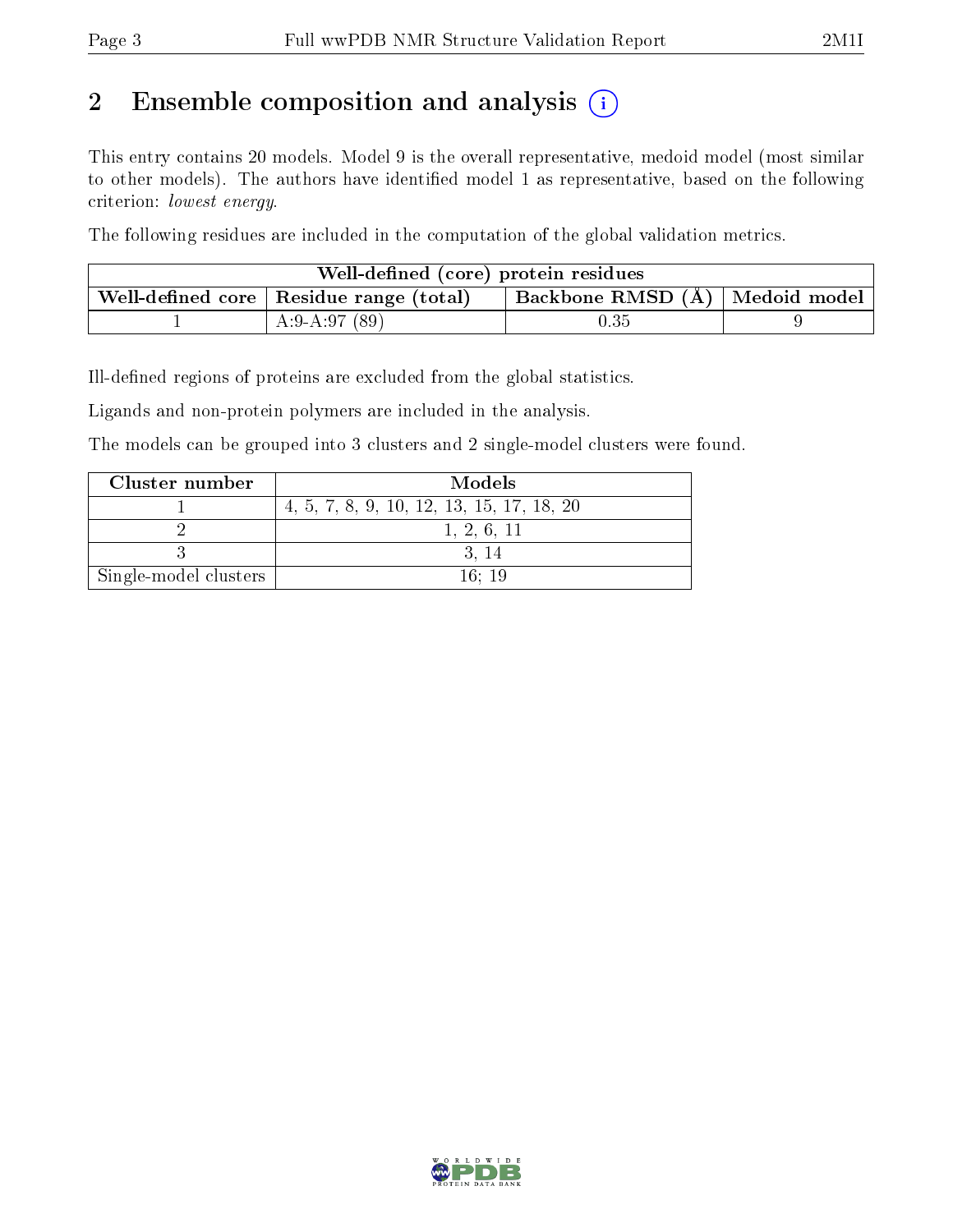## 2 Ensemble composition and analysis (i)

This entry contains 20 models. Model 9 is the overall representative, medoid model (most similar to other models). The authors have identified model 1 as representative, based on the following criterion: *lowest energy*.

The following residues are included in the computation of the global validation metrics.

| Well-defined (core) protein residues | | | |
|---|---|---|---|
| Well-defined core | Residue range (total) | Backbone RMSD (Å) | Medoid model |
| 1 | A:9-A:97 (89) | 0.35 | 9 |

Ill-defined regions of proteins are excluded from the global statistics.

Ligands and non-protein polymers are included in the analysis.

The models can be grouped into 3 clusters and 2 single-model clusters were found.

| Cluster number | Models |
|---|---|
| 1 | 4, 5, 7, 8, 9, 10, 12, 13, 15, 17, 18, 20 |
| 2 | 1, 2, 6, 11 |
| 3 | 3, 14 |
| Single-model clusters | 16; 19 |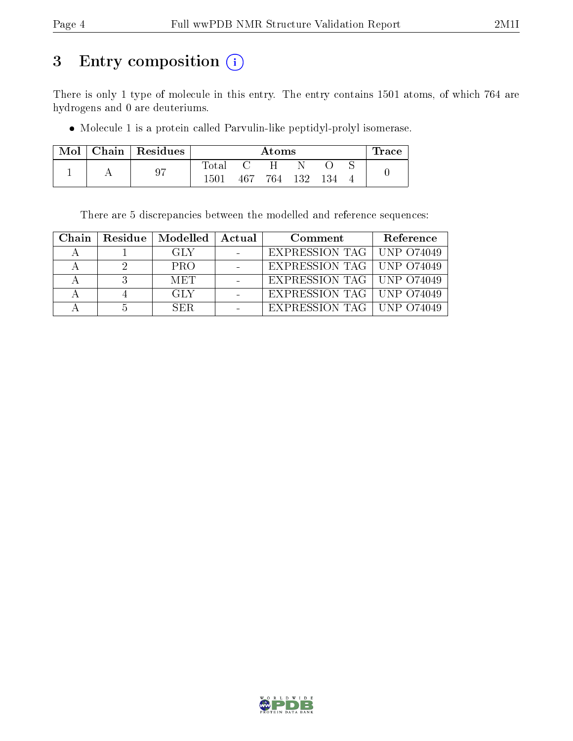# 3 Entry composition (i)

There is only 1 type of molecule in this entry. The entry contains 1501 atoms, of which 764 are hydrogens and 0 are deuteriums.

- Molecule 1 is a protein called Parvulin-like peptidyl-prolyl isomerase.

| Mol | Chain | Residues | Atoms | | | | | | Trace |
|---|---|---|---|---|---|---|---|---|---|
| | | | Total | C | H | N | O | S | |
| 1 | A | 97 | 1501 | 467 | 764 | 132 | 134 | 4 | 0 |

There are 5 discrepancies between the modelled and reference sequences:

| Chain | Residue | Modelled | Actual | Comment | Reference |
|---|---|---|---|---|---|
| A | 1 | GLY | - | EXPRESSION TAG | UNP O74049 |
| A | 2 | PRO | - | EXPRESSION TAG | UNP O74049 |
| A | 3 | MET | - | EXPRESSION TAG | UNP O74049 |
| A | 4 | GLY | - | EXPRESSION TAG | UNP O74049 |
| A | 5 | SER | - | EXPRESSION TAG | UNP O74049 |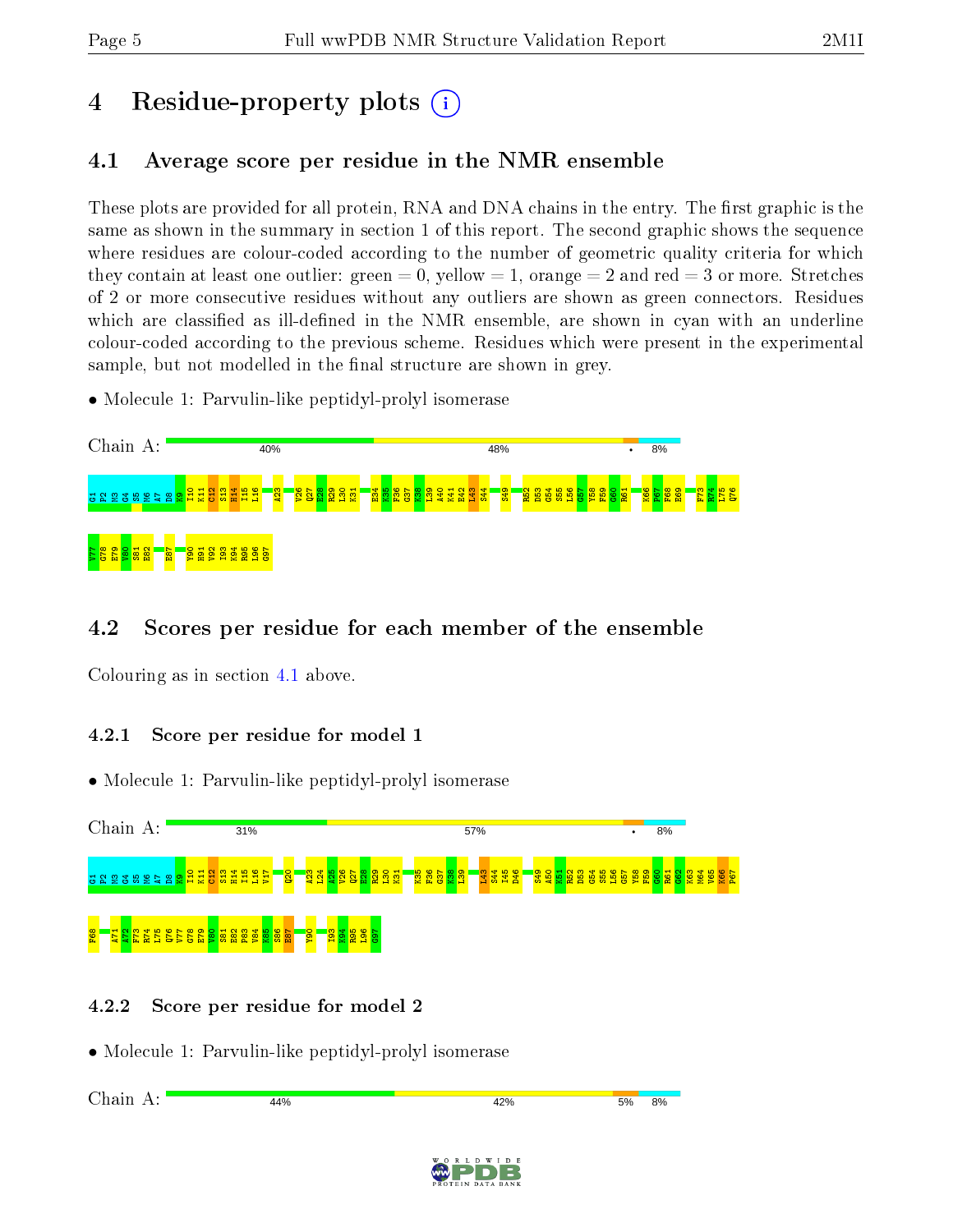# 4 Residue-property plots

## 4.1 Average score per residue in the NMR ensemble

These plots are provided for all protein, RNA and DNA chains in the entry. The first graphic is the same as shown in the summary in section 1 of this report. The second graphic shows the sequence where residues are colour-coded according to the number of geometric quality criteria for which they contain at least one outlier: green = 0, yellow = 1, orange = 2 and red = 3 or more. Stretches of 2 or more consecutive residues without any outliers are shown as green connectors. Residues which are classified as ill-defined in the NMR ensemble, are shown in cyan with an underline colour-coded according to the previous scheme. Residues which were present in the experimental sample, but not modelled in the final structure are shown in grey.

- Molecule 1: Parvulin-like peptidyl-prolyl isomerase

Chain A: 40% 48% • 8%

G1 P2 M3 G4 S5 M6 A7 D8 K9 I10 K11 C12 S13 H14 I15 L16 A23 V26 Q27 E28 R29 L30 K31 E34 K35 F36 G37 K38 L39 A40 K41 E42 L43 S44 S49 R52 D53 G54 S55 L56 G57 Y58 F59 G60 R61 K66 P67 F68 E69 F73 R74 L75 Q76 V77 G78 E79 V80 S81 E82 E87 Y90 H91 V92 I93 K94 R95 L96 G97

## 4.2 Scores per residue for each member of the ensemble

Colouring as in section 4.1 above.

### 4.2.1 Score per residue for model 1

- Molecule 1: Parvulin-like peptidyl-prolyl isomerase

Chain A: 31% 57% • 8%

G1 P2 M3 G4 S5 M6 A7 D8 K9 I10 K11 C12 S13 H14 I15 L16 V17 Q20 A23 L24 A25 V26 Q27 E28 R29 L30 K31 K35 F36 G37 K38 L39 L43 S44 I45 D46 S49 A50 K51 R52 D53 G54 S55 L56 G57 Y58 F59 G60 R61 Q62 K63 M64 V65 K66 P67 F68 A71 A72 F73 R74 L75 Q76 V77 G78 E79 V80 S81 E82 P83 V84 K85 S86 E87 Y90 I93 K94 R95 L96 G97

### 4.2.2 Score per residue for model 2

- Molecule 1: Parvulin-like peptidyl-prolyl isomerase

Chain A: 44% 42% 5% 8%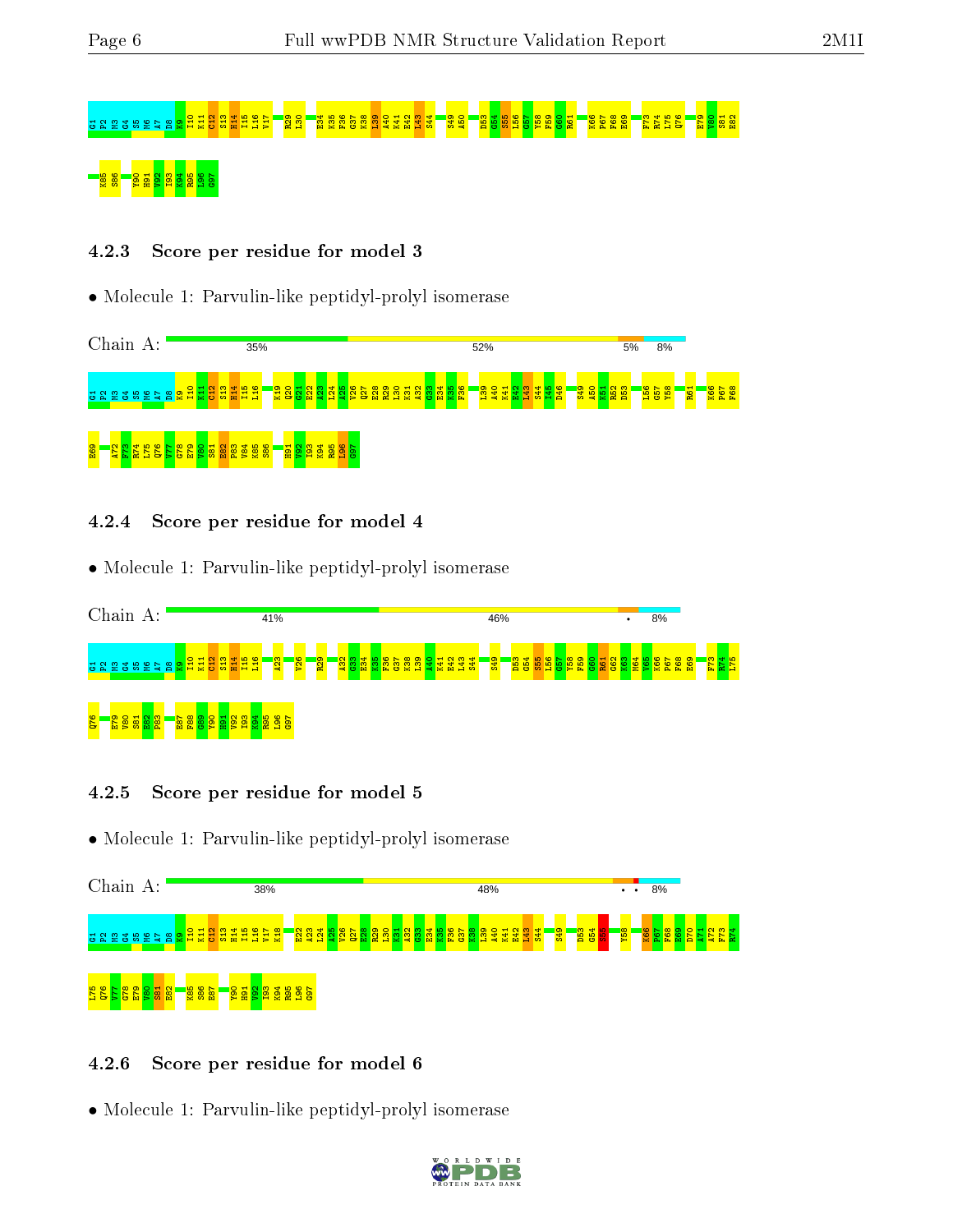G1 P2 M3 G4 S5 M6 A7 D8 K9 I10 K11 C12 S13 H14 I15 L16 V17 R29 L30 E34 K35 F36 G37 K38 L39 A40 K41 E42 L43 S44 S49 A50 D53 G54 S55 L56 G57 Y58 F59 G60 R61 K66 P67 F68 E69 F73 R74 L75 Q76 E79 V80 S81 E82

K85 S86 Y90 H91 V92 I93 K94 R95 L96 G97

### 4.2.3 Score per residue for model 3

- Molecule 1: Parvulin-like peptidyl-prolyl isomerase

Chain A: 35% 52% 5% 8%

G1 P2 M3 G4 S5 M6 A7 D8 K9 I10 K11 C12 S13 H14 I15 L16 K19 Q20 G21 E22 A23 L24 A25 V26 Q27 E28 R29 L30 K31 A32 G33 E34 K35 F36 L39 A40 K41 E42 L43 S44 I45 D46 S49 A50 K51 R52 D53 L56 G57 Y58 R61 K66 P67 F68

E69 A72 F73 R74 L75 Q76 V77 G78 E79 V80 S81 E82 P83 V84 K85 S86 H91 V92 I93 K94 R95 L96 G97

### 4.2.4 Score per residue for model 4

- Molecule 1: Parvulin-like peptidyl-prolyl isomerase

Chain A: 41% 46% • 8%

G1 P2 M3 G4 S5 M6 A7 D8 K9 I10 K11 C12 S13 H14 I15 L16 A23 V26 R29 A32 G33 E34 K35 F36 G37 K38 L39 A40 K41 E42 L43 S44 S49 D53 G54 S55 L56 G57 Y58 F59 G60 R61 G62 K63 M64 V65 K66 P67 F68 E69 F73 R74 L75

Q76 E79 V80 S81 E82 P83 E87 F88 G89 Y90 H91 V92 I93 K94 R95 L96 G97

### 4.2.5 Score per residue for model 5

- Molecule 1: Parvulin-like peptidyl-prolyl isomerase

Chain A: 38% 48% • • 8%

G1 P2 M3 G4 S5 M6 A7 D8 K9 I10 K11 C12 S13 H14 I15 L16 V17 K18 E22 A23 L24 A25 V26 Q27 E28 R29 L30 K31 A32 G33 E34 K35 F36 G37 K38 L39 A40 K41 E42 L43 S44 S49 D53 G54 S55 Y58 K66 P67 F68 E69 D70 A71 A72 F73 R74

L75 Q76 V77 G78 E79 V80 S81 E82 K85 S86 E87 Y90 H91 V92 I93 K94 R95 L96 G97

### 4.2.6 Score per residue for model 6

- Molecule 1: Parvulin-like peptidyl-prolyl isomerase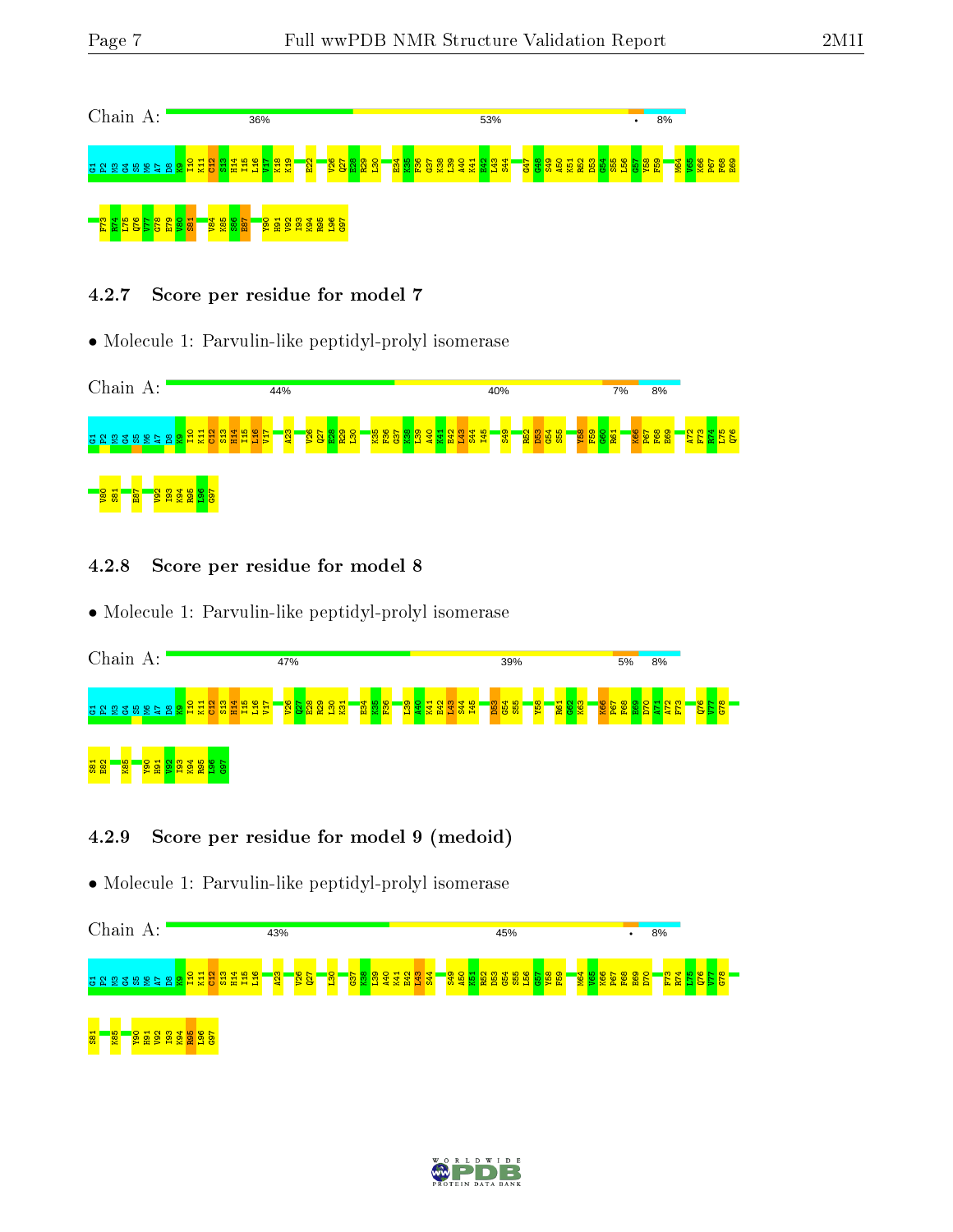Chain A: 36% 53% • 8%

G1 P2 M3 G4 S5 M6 A7 D8 K9 I10 K11 C12 S13 H14 I15 L16 V17 K18 K19 E22 V26 Q27 E28 R29 L30 E34 K35 F36 G37 K38 L39 A40 K41 E42 L43 S44 G47 G48 S49 A50 K51 R52 D53 G54 S55 L56 G57 Y58 F59 M64 V65 K66 P67 F68 E69 F73 R74 L75 Q76 V77 G78 E79 V80 S81 V84 K85 S86 E87 Y90 H91 V92 I93 K94 R95 L96 G97

#### 4.2.7 Score per residue for model 7

- Molecule 1: Parvulin-like peptidyl-prolyl isomerase

Chain A: 44% 40% 7% 8%

G1 P2 M3 G4 S5 M6 A7 D8 K9 I10 K11 C12 S13 H14 I15 L16 V17 A23 V26 Q27 E28 R29 L30 K35 F36 G37 K38 L39 A40 K41 E42 L43 S44 I45 S49 R52 D53 G54 S55 Y58 F59 G60 R61 K66 P67 F68 E69 A72 F73 R74 L75 Q76 V80 S81 E87 V92 I93 K94 R95 L96 G97

#### 4.2.8 Score per residue for model 8

- Molecule 1: Parvulin-like peptidyl-prolyl isomerase

Chain A: 47% 39% 5% 8%

G1 P2 M3 G4 S5 M6 A7 D8 K9 I10 K11 C12 S13 H14 I15 L16 V17 V26 Q27 E28 R29 L30 K31 E34 K35 F36 L39 A40 K41 E42 L43 S44 I45 D53 G54 S55 Y58 R61 G62 K63 K66 P67 F68 E69 D70 A71 A72 F73 Q76 V77 G78 S81 E82 K85 Y90 H91 V92 I93 K94 R95 L96 G97

#### 4.2.9 Score per residue for model 9 (medoid)

- Molecule 1: Parvulin-like peptidyl-prolyl isomerase

Chain A: 43% 45% • 8%

G1 P2 M3 G4 S5 M6 A7 D8 K9 I10 K11 C12 S13 H14 I15 L16 A23 V26 Q27 L30 G37 K38 L39 A40 K41 E42 L43 S44 S49 A50 K51 R52 D53 G54 S55 L56 G57 Y58 F59 M64 V65 K66 P67 F68 E69 D70 F73 R74 L75 Q76 V77 G78 S81 K85 Y90 H91 V92 I93 K94 R95 L96 G97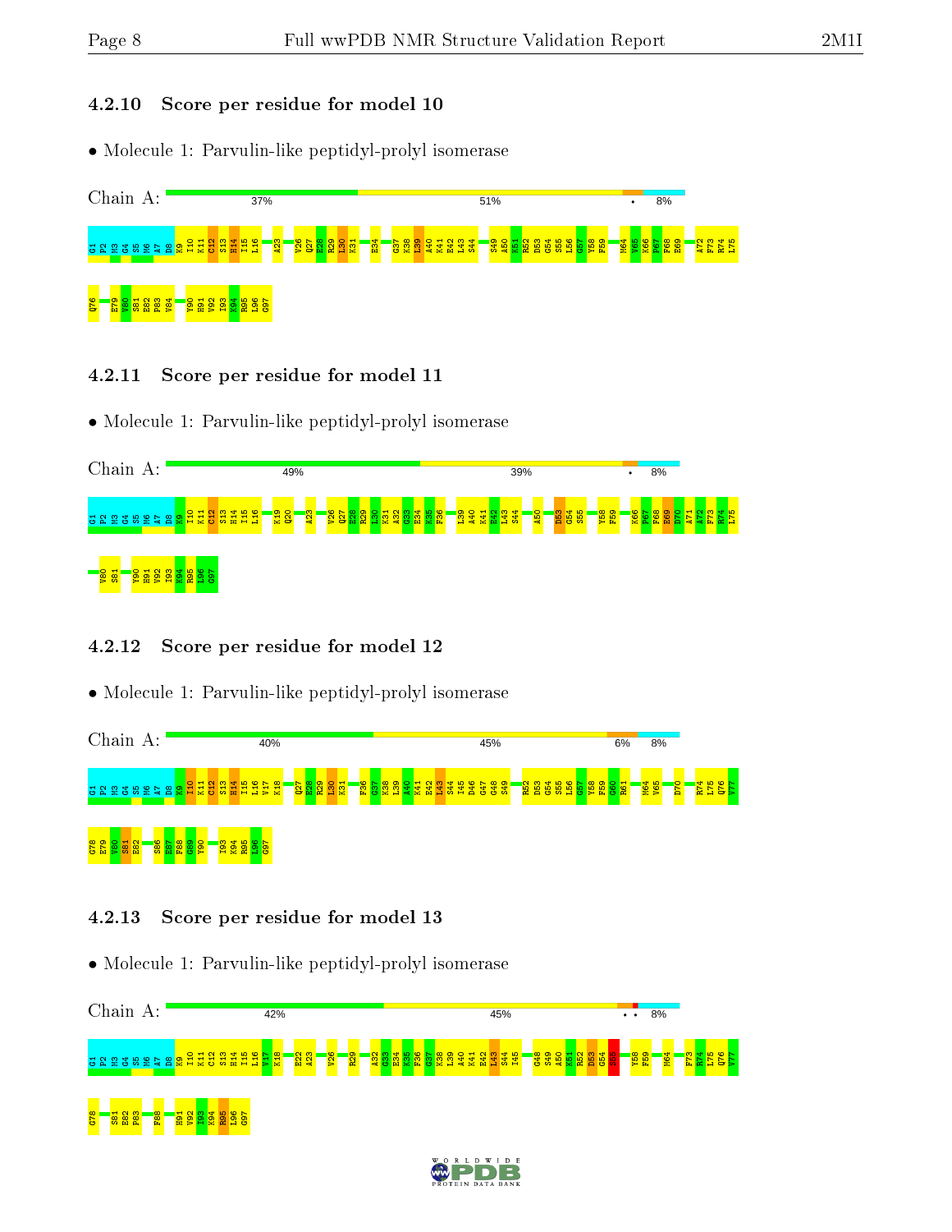### 4.2.10 Score per residue for model 10

- Molecule 1: Parvulin-like peptidyl-prolyl isomerase

Chain A: 37% | 51% | • | 8%

G1 P2 M3 G4 S5 M6 A7 D8 K9 I10 K11 C12 S13 H14 I15 L16 A23 V26 Q27 E28 R29 L30 K31 E34 G37 K38 L39 A40 K41 E42 L43 S44 S49 A50 K51 R52 D53 G54 S55 L56 G57 Y58 F59 M64 V65 K66 P67 F68 E69 A72 F73 R74 L75 Q76 E79 V80 S81 E82 P83 V84 Y90 H91 V92 I93 K94 R95 L96 G97

### 4.2.11 Score per residue for model 11

- Molecule 1: Parvulin-like peptidyl-prolyl isomerase

Chain A: 49% | 39% | • | 8%

G1 P2 M3 G4 S5 M6 A7 D8 K9 I10 K11 C12 S13 H14 I15 L16 K19 Q20 A23 V26 Q27 E28 R29 L30 K31 A32 G33 E34 K35 F36 L39 A40 K41 E42 L43 S44 A50 D53 G54 S55 Y58 F59 K66 P67 F68 E69 D70 A71 A72 F73 R74 L75 V80 S81 Y90 H91 V92 I93 K94 R95 L96 G97

### 4.2.12 Score per residue for model 12

- Molecule 1: Parvulin-like peptidyl-prolyl isomerase

Chain A: 40% | 45% | 6% | 8%

G1 P2 M3 G4 S5 M6 A7 D8 K9 I10 K11 C12 S13 H14 I15 L16 V17 K18 Q27 E28 R29 L30 K31 F36 G37 K38 L39 A40 K41 E42 L43 S44 I45 D46 G47 G48 S49 R52 D53 G54 S55 L56 G57 Y58 F59 G60 R61 M64 V65 D70 R74 L75 Q76 V77 G78 E79 V80 S81 E82 S86 E87 F88 G89 Y90 I93 K94 R95 L96 G97

### 4.2.13 Score per residue for model 13

- Molecule 1: Parvulin-like peptidyl-prolyl isomerase

Chain A: 42% | 45% | • • | 8%

G1 P2 M3 G4 S5 M6 A7 D8 K9 I10 K11 C12 S13 H14 I15 L16 V17 K18 E22 A23 V26 R29 A32 G33 E34 K35 F36 G37 K38 L39 A40 K41 E42 L43 S44 I45 G48 S49 A50 K51 R52 D53 G54 S55 Y58 F59 M64 F73 R74 L75 Q76 V77 G78 S81 E82 P83 F88 H91 V92 I93 K94 R95 L96 G97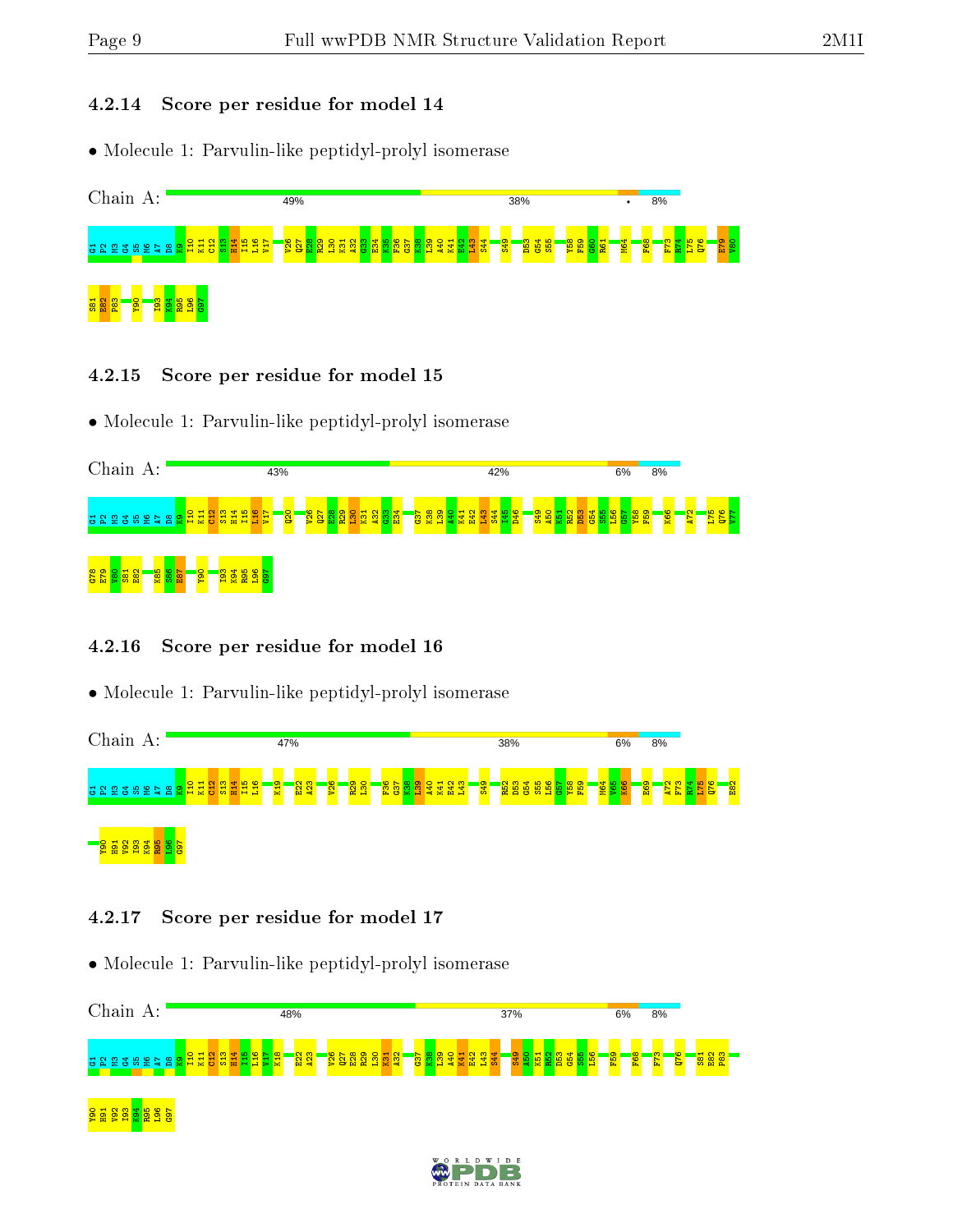### 4.2.14 Score per residue for model 14

- Molecule 1: Parvulin-like peptidyl-prolyl isomerase

Chain A: 49% 38% • 8%

G1 P2 M3 G4 S5 M6 A7 D8 K9 I10 K11 C12 S13 H14 I15 L16 V17 V26 Q27 E28 R29 L30 K31 A32 G33 E34 K35 F36 G37 K38 L39 A40 K41 E42 L43 S44 S49 D53 G54 S55 Y58 F59 G60 R61 M64 F68 F73 R74 L75 Q76 E79 V80 S81 E82 P83 Y90 I93 K94 R95 L96 G97

### 4.2.15 Score per residue for model 15

- Molecule 1: Parvulin-like peptidyl-prolyl isomerase

Chain A: 43% 42% 6% 8%

G1 P2 M3 G4 S5 M6 A7 D8 K9 I10 K11 C12 S13 H14 I15 L16 V17 Q20 V26 Q27 E28 R29 L30 K31 A32 G33 E34 G37 K38 L39 A40 K41 E42 L43 S44 T45 D46 S49 A50 K51 R52 D53 G54 S55 L56 G57 Y58 F59 K66 A72 L75 Q76 V77 G78 E79 V80 S81 E82 K85 S86 E87 Y90 I93 K94 R95 L96 G97

### 4.2.16 Score per residue for model 16

- Molecule 1: Parvulin-like peptidyl-prolyl isomerase

Chain A: 47% 38% 6% 8%

G1 P2 M3 G4 S5 M6 A7 D8 K9 I10 K11 C12 S13 H14 I15 L16 K19 E22 A23 V26 R29 L30 F36 G37 K38 L39 A40 K41 E42 L43 S49 R52 D53 G54 S55 L56 G57 Y58 F59 M64 V65 K66 E69 A72 F73 R74 L75 Q76 E82 Y90 H91 V92 I93 K94 R95 L96 G97

### 4.2.17 Score per residue for model 17

- Molecule 1: Parvulin-like peptidyl-prolyl isomerase

Chain A: 48% 37% 6% 8%

G1 P2 M3 G4 S5 M6 A7 D8 K9 I10 K11 C12 S13 H14 I15 L16 V17 K18 E22 A23 V26 Q27 E28 R29 L30 K31 A32 G37 K38 L39 A40 K41 E42 L43 S44 S49 A50 K51 R52 D53 G54 S55 L56 F59 F68 F73 Q76 S81 E82 P83 Y90 H91 V92 I93 K94 R95 L96 G97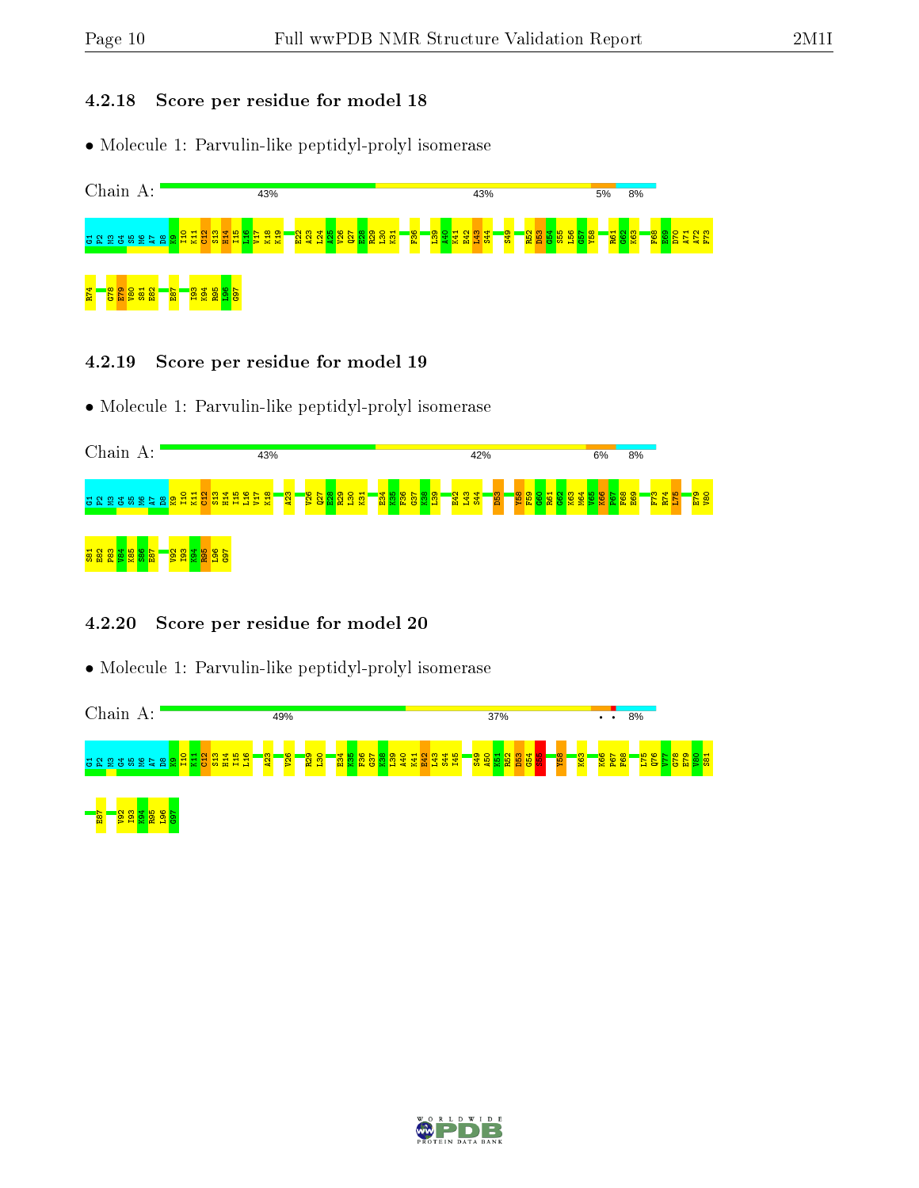### 4.2.18 Score per residue for model 18

- Molecule 1: Parvulin-like peptidyl-prolyl isomerase

Chain A: 43% | 43% | 5% | 8%

G1 P2 M3 G4 S5 M6 A7 D8 K9 I10 K11 C12 S13 H14 I15 L16 V17 K18 K19 E22 A23 L24 A25 V26 Q27 E28 R29 L30 K31 F36 L39 A40 K41 E42 L43 S44 S49 R52 D53 G54 S55 L56 G57 Y58 R61 G62 K63 F68 E69 D70 A71 A72 F73 R74 G78 E79 V80 S81 E82 E87 I93 K94 R95 L96 G97

### 4.2.19 Score per residue for model 19

- Molecule 1: Parvulin-like peptidyl-prolyl isomerase

Chain A: 43% | 42% | 6% | 8%

G1 P2 M3 G4 S5 M6 A7 D8 K9 I10 K11 C12 S13 H14 I15 L16 V17 K18 A23 V26 Q27 E28 R29 L30 K31 E34 K35 F36 G37 K38 L39 E42 L43 S44 D53 Y58 F59 G60 R61 G62 K63 M64 V65 K66 P67 F68 E69 F73 R74 L75 E79 V80 S81 E82 P83 V84 K85 S86 E87 V92 I93 K94 R95 L96 G97

### 4.2.20 Score per residue for model 20

- Molecule 1: Parvulin-like peptidyl-prolyl isomerase

Chain A: 49% | 37% | • • | 8%

G1 P2 M3 G4 S5 M6 A7 D8 K9 I10 K11 C12 S13 H14 I15 L16 A23 V26 R29 L30 E34 K35 F36 G37 K38 L39 A40 K41 E42 L43 S44 I45 S49 A50 K51 R52 D53 G54 S55 Y58 K63 K66 P67 F68 L75 Q76 V77 G78 E79 V80 S81 E87 V92 I93 K94 R95 L96 G97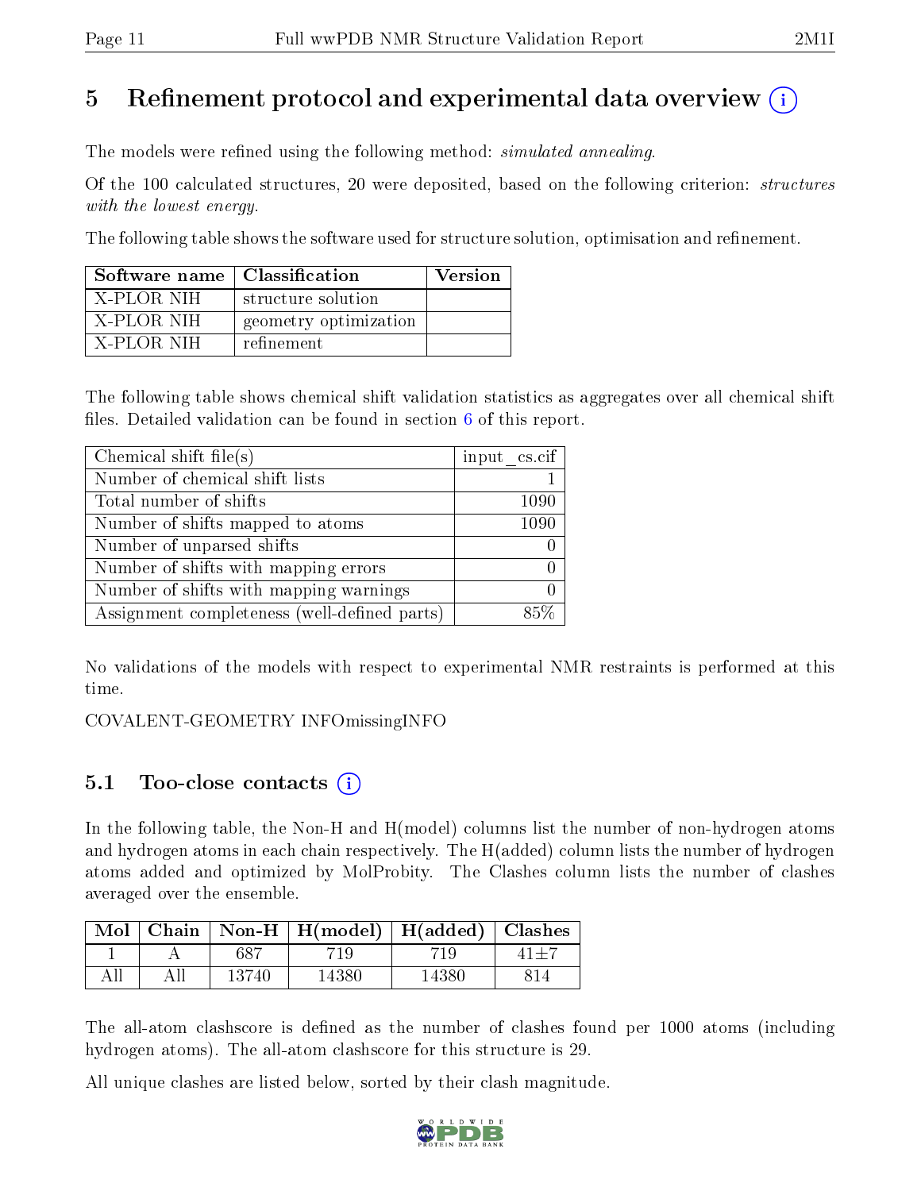# 5 Refinement protocol and experimental data overview (i)

The models were refined using the following method: *simulated annealing*.

Of the 100 calculated structures, 20 were deposited, based on the following criterion: *structures with the lowest energy*.

The following table shows the software used for structure solution, optimisation and refinement.

| Software name | Classification | Version |
|---|---|---|
| X-PLOR NIH | structure solution | |
| X-PLOR NIH | geometry optimization | |
| X-PLOR NIH | refinement | |

The following table shows chemical shift validation statistics as aggregates over all chemical shift files. Detailed validation can be found in section 6 of this report.

| Chemical shift file(s) | input_cs.cif |
|---|---|
| Number of chemical shift lists | 1 |
| Total number of shifts | 1090 |
| Number of shifts mapped to atoms | 1090 |
| Number of unparsed shifts | 0 |
| Number of shifts with mapping errors | 0 |
| Number of shifts with mapping warnings | 0 |
| Assignment completeness (well-defined parts) | 85% |

No validations of the models with respect to experimental NMR restraints is performed at this time.

COVALENT-GEOMETRY INFOmissingINFO

## 5.1 Too-close contacts (i)

In the following table, the Non-H and H(model) columns list the number of non-hydrogen atoms and hydrogen atoms in each chain respectively. The H(added) column lists the number of hydrogen atoms added and optimized by MolProbity. The Clashes column lists the number of clashes averaged over the ensemble.

| Mol | Chain | Non-H | H(model) | H(added) | Clashes |
|---|---|---|---|---|---|
| 1 | A | 687 | 719 | 719 | 41±7 |
| All | All | 13740 | 14380 | 14380 | 814 |

The all-atom clashscore is defined as the number of clashes found per 1000 atoms (including hydrogen atoms). The all-atom clashscore for this structure is 29.

All unique clashes are listed below, sorted by their clash magnitude.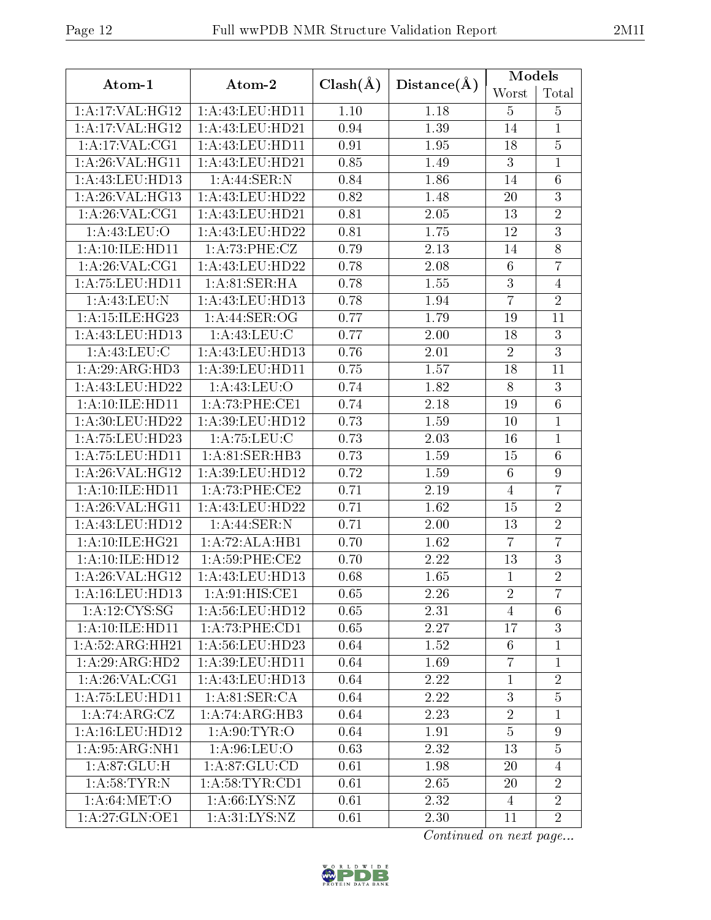| Atom-1 | Atom-2 | Clash(Å) | Distance(Å) | Models | |
|---|---|---|---|---|---|
| | | | | Worst | Total |
| 1:A:17:VAL:HG12 | 1:A:43:LEU:HD11 | 1.10 | 1.18 | 5 | 5 |
| 1:A:17:VAL:HG12 | 1:A:43:LEU:HD21 | 0.94 | 1.39 | 14 | 1 |
| 1:A:17:VAL:CG1 | 1:A:43:LEU:HD11 | 0.91 | 1.95 | 18 | 5 |
| 1:A:26:VAL:HG11 | 1:A:43:LEU:HD21 | 0.85 | 1.49 | 3 | 1 |
| 1:A:43:LEU:HD13 | 1:A:44:SER:N | 0.84 | 1.86 | 14 | 6 |
| 1:A:26:VAL:HG13 | 1:A:43:LEU:HD22 | 0.82 | 1.48 | 20 | 3 |
| 1:A:26:VAL:CG1 | 1:A:43:LEU:HD21 | 0.81 | 2.05 | 13 | 2 |
| 1:A:43:LEU:O | 1:A:43:LEU:HD22 | 0.81 | 1.75 | 12 | 3 |
| 1:A:10:ILE:HD11 | 1:A:73:PHE:CZ | 0.79 | 2.13 | 14 | 8 |
| 1:A:26:VAL:CG1 | 1:A:43:LEU:HD22 | 0.78 | 2.08 | 6 | 7 |
| 1:A:75:LEU:HD11 | 1:A:81:SER:HA | 0.78 | 1.55 | 3 | 4 |
| 1:A:43:LEU:N | 1:A:43:LEU:HD13 | 0.78 | 1.94 | 7 | 2 |
| 1:A:15:ILE:HG23 | 1:A:44:SER:OG | 0.77 | 1.79 | 19 | 11 |
| 1:A:43:LEU:HD13 | 1:A:43:LEU:C | 0.77 | 2.00 | 18 | 3 |
| 1:A:43:LEU:C | 1:A:43:LEU:HD13 | 0.76 | 2.01 | 2 | 3 |
| 1:A:29:ARG:HD3 | 1:A:39:LEU:HD11 | 0.75 | 1.57 | 18 | 11 |
| 1:A:43:LEU:HD22 | 1:A:43:LEU:O | 0.74 | 1.82 | 8 | 3 |
| 1:A:10:ILE:HD11 | 1:A:73:PHE:CE1 | 0.74 | 2.18 | 19 | 6 |
| 1:A:30:LEU:HD22 | 1:A:39:LEU:HD12 | 0.73 | 1.59 | 10 | 1 |
| 1:A:75:LEU:HD23 | 1:A:75:LEU:C | 0.73 | 2.03 | 16 | 1 |
| 1:A:75:LEU:HD11 | 1:A:81:SER:HB3 | 0.73 | 1.59 | 15 | 6 |
| 1:A:26:VAL:HG12 | 1:A:39:LEU:HD12 | 0.72 | 1.59 | 6 | 9 |
| 1:A:10:ILE:HD11 | 1:A:73:PHE:CE2 | 0.71 | 2.19 | 4 | 7 |
| 1:A:26:VAL:HG11 | 1:A:43:LEU:HD22 | 0.71 | 1.62 | 15 | 2 |
| 1:A:43:LEU:HD12 | 1:A:44:SER:N | 0.71 | 2.00 | 13 | 2 |
| 1:A:10:ILE:HG21 | 1:A:72:ALA:HB1 | 0.70 | 1.62 | 7 | 7 |
| 1:A:10:ILE:HD12 | 1:A:59:PHE:CE2 | 0.70 | 2.22 | 13 | 3 |
| 1:A:26:VAL:HG12 | 1:A:43:LEU:HD13 | 0.68 | 1.65 | 1 | 2 |
| 1:A:16:LEU:HD13 | 1:A:91:HIS:CE1 | 0.65 | 2.26 | 2 | 7 |
| 1:A:12:CYS:SG | 1:A:56:LEU:HD12 | 0.65 | 2.31 | 4 | 6 |
| 1:A:10:ILE:HD11 | 1:A:73:PHE:CD1 | 0.65 | 2.27 | 17 | 3 |
| 1:A:52:ARG:HH21 | 1:A:56:LEU:HD23 | 0.64 | 1.52 | 6 | 1 |
| 1:A:29:ARG:HD2 | 1:A:39:LEU:HD11 | 0.64 | 1.69 | 7 | 1 |
| 1:A:26:VAL:CG1 | 1:A:43:LEU:HD13 | 0.64 | 2.22 | 1 | 2 |
| 1:A:75:LEU:HD11 | 1:A:81:SER:CA | 0.64 | 2.22 | 3 | 5 |
| 1:A:74:ARG:CZ | 1:A:74:ARG:HB3 | 0.64 | 2.23 | 2 | 1 |
| 1:A:16:LEU:HD12 | 1:A:90:TYR:O | 0.64 | 1.91 | 5 | 9 |
| 1:A:95:ARG:NH1 | 1:A:96:LEU:O | 0.63 | 2.32 | 13 | 5 |
| 1:A:87:GLU:H | 1:A:87:GLU:CD | 0.61 | 1.98 | 20 | 4 |
| 1:A:58:TYR:N | 1:A:58:TYR:CD1 | 0.61 | 2.65 | 20 | 2 |
| 1:A:64:MET:O | 1:A:66:LYS:NZ | 0.61 | 2.32 | 4 | 2 |
| 1:A:27:GLN:OE1 | 1:A:31:LYS:NZ | 0.61 | 2.30 | 11 | 2 |

*Continued on next page...*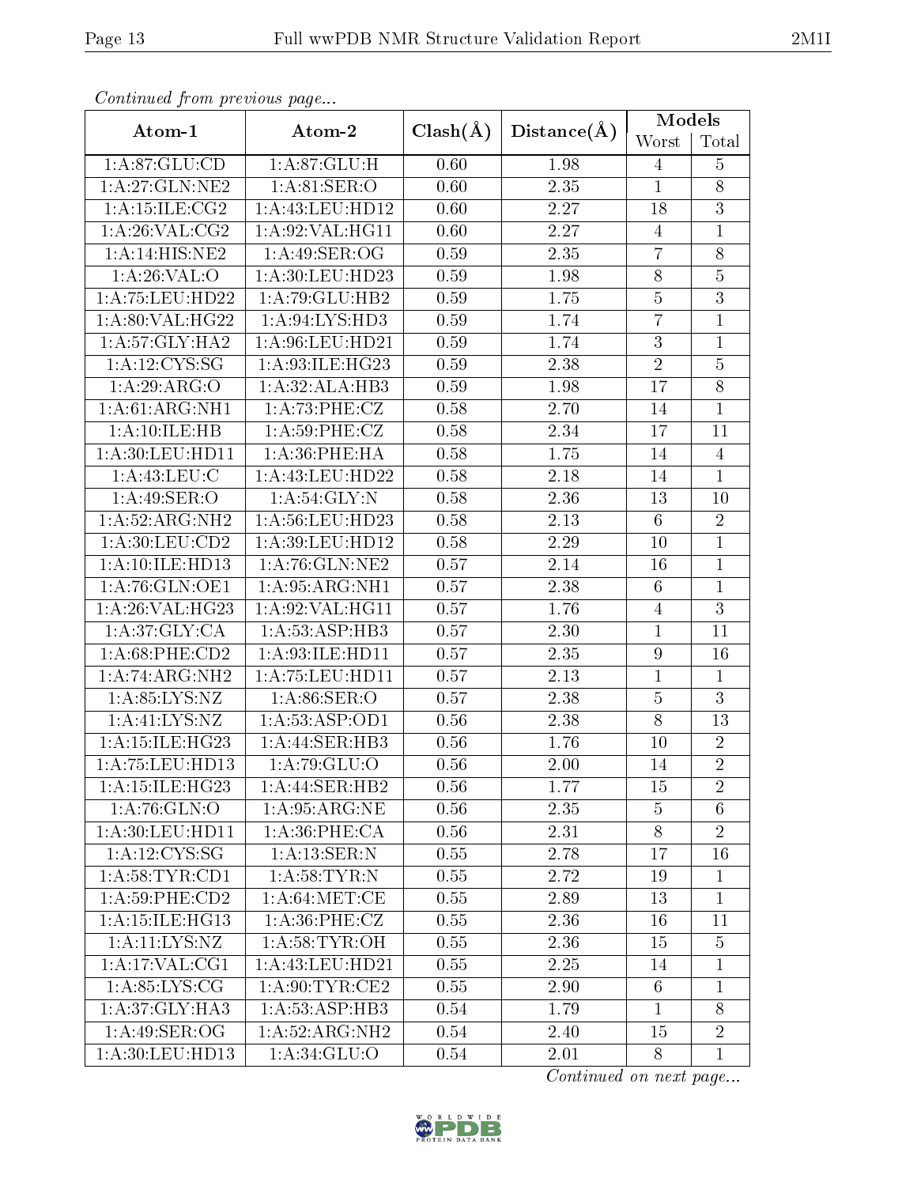*Continued from previous page...*

| Atom-1 | Atom-2 | Clash(Å) | Distance(Å) | Models | |
|---|---|---|---|---|---|
| | | | | Worst | Total |
| 1:A:87:GLU:CD | 1:A:87:GLU:H | 0.60 | 1.98 | 4 | 5 |
| 1:A:27:GLN:NE2 | 1:A:81:SER:O | 0.60 | 2.35 | 1 | 8 |
| 1:A:15:ILE:CG2 | 1:A:43:LEU:HD12 | 0.60 | 2.27 | 18 | 3 |
| 1:A:26:VAL:CG2 | 1:A:92:VAL:HG11 | 0.60 | 2.27 | 4 | 1 |
| 1:A:14:HIS:NE2 | 1:A:49:SER:OG | 0.59 | 2.35 | 7 | 8 |
| 1:A:26:VAL:O | 1:A:30:LEU:HD23 | 0.59 | 1.98 | 8 | 5 |
| 1:A:75:LEU:HD22 | 1:A:79:GLU:HB2 | 0.59 | 1.75 | 5 | 3 |
| 1:A:80:VAL:HG22 | 1:A:94:LYS:HD3 | 0.59 | 1.74 | 7 | 1 |
| 1:A:57:GLY:HA2 | 1:A:96:LEU:HD21 | 0.59 | 1.74 | 3 | 1 |
| 1:A:12:CYS:SG | 1:A:93:ILE:HG23 | 0.59 | 2.38 | 2 | 5 |
| 1:A:29:ARG:O | 1:A:32:ALA:HB3 | 0.59 | 1.98 | 17 | 8 |
| 1:A:61:ARG:NH1 | 1:A:73:PHE:CZ | 0.58 | 2.70 | 14 | 1 |
| 1:A:10:ILE:HB | 1:A:59:PHE:CZ | 0.58 | 2.34 | 17 | 11 |
| 1:A:30:LEU:HD11 | 1:A:36:PHE:HA | 0.58 | 1.75 | 14 | 4 |
| 1:A:43:LEU:C | 1:A:43:LEU:HD22 | 0.58 | 2.18 | 14 | 1 |
| 1:A:49:SER:O | 1:A:54:GLY:N | 0.58 | 2.36 | 13 | 10 |
| 1:A:52:ARG:NH2 | 1:A:56:LEU:HD23 | 0.58 | 2.13 | 6 | 2 |
| 1:A:30:LEU:CD2 | 1:A:39:LEU:HD12 | 0.58 | 2.29 | 10 | 1 |
| 1:A:10:ILE:HD13 | 1:A:76:GLN:NE2 | 0.57 | 2.14 | 16 | 1 |
| 1:A:76:GLN:OE1 | 1:A:95:ARG:NH1 | 0.57 | 2.38 | 6 | 1 |
| 1:A:26:VAL:HG23 | 1:A:92:VAL:HG11 | 0.57 | 1.76 | 4 | 3 |
| 1:A:37:GLY:CA | 1:A:53:ASP:HB3 | 0.57 | 2.30 | 1 | 11 |
| 1:A:68:PHE:CD2 | 1:A:93:ILE:HD11 | 0.57 | 2.35 | 9 | 16 |
| 1:A:74:ARG:NH2 | 1:A:75:LEU:HD11 | 0.57 | 2.13 | 1 | 1 |
| 1:A:85:LYS:NZ | 1:A:86:SER:O | 0.57 | 2.38 | 5 | 3 |
| 1:A:41:LYS:NZ | 1:A:53:ASP:OD1 | 0.56 | 2.38 | 8 | 13 |
| 1:A:15:ILE:HG23 | 1:A:44:SER:HB3 | 0.56 | 1.76 | 10 | 2 |
| 1:A:75:LEU:HD13 | 1:A:79:GLU:O | 0.56 | 2.00 | 14 | 2 |
| 1:A:15:ILE:HG23 | 1:A:44:SER:HB2 | 0.56 | 1.77 | 15 | 2 |
| 1:A:76:GLN:O | 1:A:95:ARG:NE | 0.56 | 2.35 | 5 | 6 |
| 1:A:30:LEU:HD11 | 1:A:36:PHE:CA | 0.56 | 2.31 | 8 | 2 |
| 1:A:12:CYS:SG | 1:A:13:SER:N | 0.55 | 2.78 | 17 | 16 |
| 1:A:58:TYR:CD1 | 1:A:58:TYR:N | 0.55 | 2.72 | 19 | 1 |
| 1:A:59:PHE:CD2 | 1:A:64:MET:CE | 0.55 | 2.89 | 13 | 1 |
| 1:A:15:ILE:HG13 | 1:A:36:PHE:CZ | 0.55 | 2.36 | 16 | 11 |
| 1:A:11:LYS:NZ | 1:A:58:TYR:OH | 0.55 | 2.36 | 15 | 5 |
| 1:A:17:VAL:CG1 | 1:A:43:LEU:HD21 | 0.55 | 2.25 | 14 | 1 |
| 1:A:85:LYS:CG | 1:A:90:TYR:CE2 | 0.55 | 2.90 | 6 | 1 |
| 1:A:37:GLY:HA3 | 1:A:53:ASP:HB3 | 0.54 | 1.79 | 1 | 8 |
| 1:A:49:SER:OG | 1:A:52:ARG:NH2 | 0.54 | 2.40 | 15 | 2 |
| 1:A:30:LEU:HD13 | 1:A:34:GLU:O | 0.54 | 2.01 | 8 | 1 |

*Continued on next page...*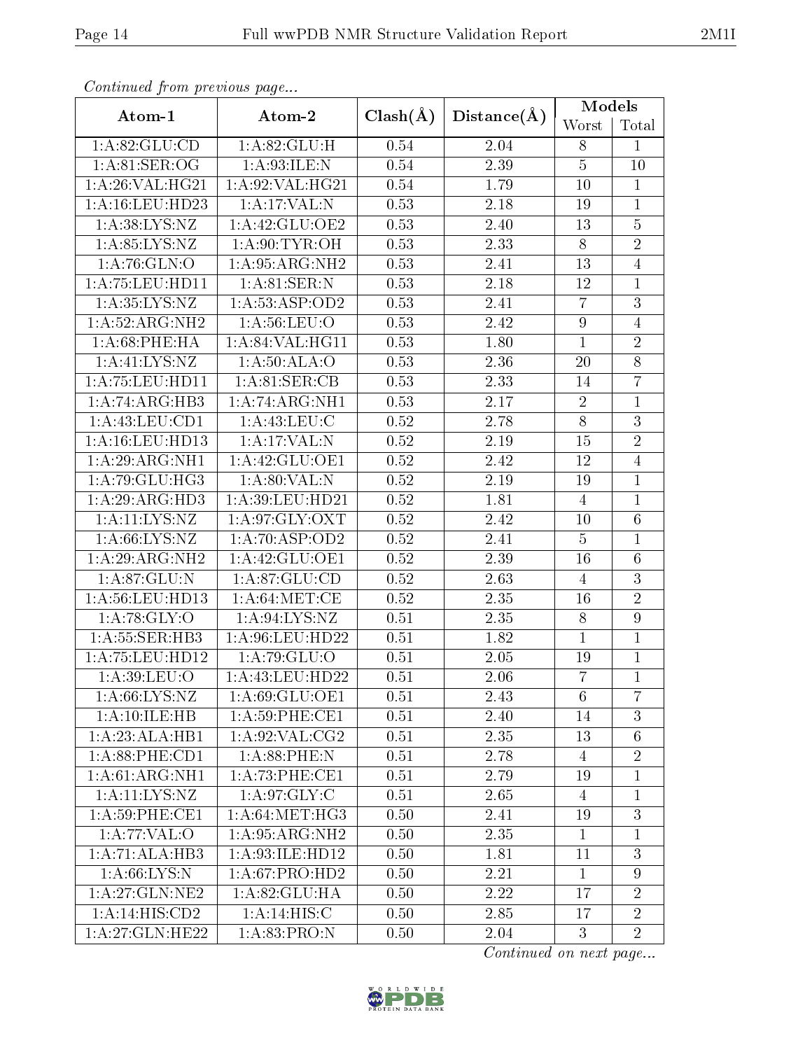*Continued from previous page...*

| Atom-1 | Atom-2 | Clash(Å) | Distance(Å) | Models | |
|---|---|---|---|---|---|
| | | | | Worst | Total |
| 1:A:82:GLU:CD | 1:A:82:GLU:H | 0.54 | 2.04 | 8 | 1 |
| 1:A:81:SER:OG | 1:A:93:ILE:N | 0.54 | 2.39 | 5 | 10 |
| 1:A:26:VAL:HG21 | 1:A:92:VAL:HG21 | 0.54 | 1.79 | 10 | 1 |
| 1:A:16:LEU:HD23 | 1:A:17:VAL:N | 0.53 | 2.18 | 19 | 1 |
| 1:A:38:LYS:NZ | 1:A:42:GLU:OE2 | 0.53 | 2.40 | 13 | 5 |
| 1:A:85:LYS:NZ | 1:A:90:TYR:OH | 0.53 | 2.33 | 8 | 2 |
| 1:A:76:GLN:O | 1:A:95:ARG:NH2 | 0.53 | 2.41 | 13 | 4 |
| 1:A:75:LEU:HD11 | 1:A:81:SER:N | 0.53 | 2.18 | 12 | 1 |
| 1:A:35:LYS:NZ | 1:A:53:ASP:OD2 | 0.53 | 2.41 | 7 | 3 |
| 1:A:52:ARG:NH2 | 1:A:56:LEU:O | 0.53 | 2.42 | 9 | 4 |
| 1:A:68:PHE:HA | 1:A:84:VAL:HG11 | 0.53 | 1.80 | 1 | 2 |
| 1:A:41:LYS:NZ | 1:A:50:ALA:O | 0.53 | 2.36 | 20 | 8 |
| 1:A:75:LEU:HD11 | 1:A:81:SER:CB | 0.53 | 2.33 | 14 | 7 |
| 1:A:74:ARG:HB3 | 1:A:74:ARG:NH1 | 0.53 | 2.17 | 2 | 1 |
| 1:A:43:LEU:CD1 | 1:A:43:LEU:C | 0.52 | 2.78 | 8 | 3 |
| 1:A:16:LEU:HD13 | 1:A:17:VAL:N | 0.52 | 2.19 | 15 | 2 |
| 1:A:29:ARG:NH1 | 1:A:42:GLU:OE1 | 0.52 | 2.42 | 12 | 4 |
| 1:A:79:GLU:HG3 | 1:A:80:VAL:N | 0.52 | 2.19 | 19 | 1 |
| 1:A:29:ARG:HD3 | 1:A:39:LEU:HD21 | 0.52 | 1.81 | 4 | 1 |
| 1:A:11:LYS:NZ | 1:A:97:GLY:OXT | 0.52 | 2.42 | 10 | 6 |
| 1:A:66:LYS:NZ | 1:A:70:ASP:OD2 | 0.52 | 2.41 | 5 | 1 |
| 1:A:29:ARG:NH2 | 1:A:42:GLU:OE1 | 0.52 | 2.39 | 16 | 6 |
| 1:A:87:GLU:N | 1:A:87:GLU:CD | 0.52 | 2.63 | 4 | 3 |
| 1:A:56:LEU:HD13 | 1:A:64:MET:CE | 0.52 | 2.35 | 16 | 2 |
| 1:A:78:GLY:O | 1:A:94:LYS:NZ | 0.51 | 2.35 | 8 | 9 |
| 1:A:55:SER:HB3 | 1:A:96:LEU:HD22 | 0.51 | 1.82 | 1 | 1 |
| 1:A:75:LEU:HD12 | 1:A:79:GLU:O | 0.51 | 2.05 | 19 | 1 |
| 1:A:39:LEU:O | 1:A:43:LEU:HD22 | 0.51 | 2.06 | 7 | 1 |
| 1:A:66:LYS:NZ | 1:A:69:GLU:OE1 | 0.51 | 2.43 | 6 | 7 |
| 1:A:10:ILE:HB | 1:A:59:PHE:CE1 | 0.51 | 2.40 | 14 | 3 |
| 1:A:23:ALA:HB1 | 1:A:92:VAL:CG2 | 0.51 | 2.35 | 13 | 6 |
| 1:A:88:PHE:CD1 | 1:A:88:PHE:N | 0.51 | 2.78 | 4 | 2 |
| 1:A:61:ARG:NH1 | 1:A:73:PHE:CE1 | 0.51 | 2.79 | 19 | 1 |
| 1:A:11:LYS:NZ | 1:A:97:GLY:C | 0.51 | 2.65 | 4 | 1 |
| 1:A:59:PHE:CE1 | 1:A:64:MET:HG3 | 0.50 | 2.41 | 19 | 3 |
| 1:A:77:VAL:O | 1:A:95:ARG:NH2 | 0.50 | 2.35 | 1 | 1 |
| 1:A:71:ALA:HB3 | 1:A:93:ILE:HD12 | 0.50 | 1.81 | 11 | 3 |
| 1:A:66:LYS:N | 1:A:67:PRO:HD2 | 0.50 | 2.21 | 1 | 9 |
| 1:A:27:GLN:NE2 | 1:A:82:GLU:HA | 0.50 | 2.22 | 17 | 2 |
| 1:A:14:HIS:CD2 | 1:A:14:HIS:C | 0.50 | 2.85 | 17 | 2 |
| 1:A:27:GLN:HE22 | 1:A:83:PRO:N | 0.50 | 2.04 | 3 | 2 |

*Continued on next page...*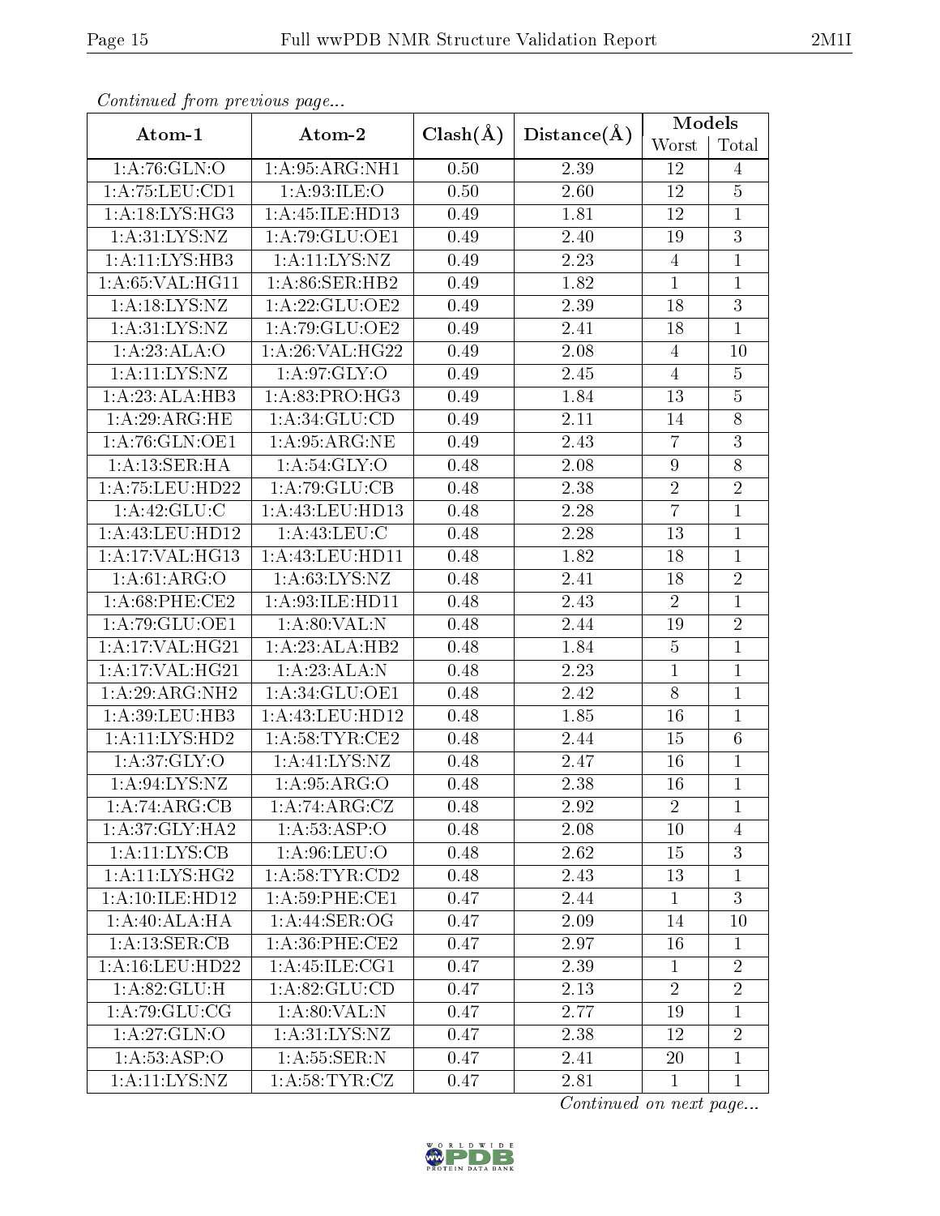*Continued from previous page...*

| Atom-1 | Atom-2 | Clash(Å) | Distance(Å) | Models | |
|---|---|---|---|---|---|
| | | | | Worst | Total |
| 1:A:76:GLN:O | 1:A:95:ARG:NH1 | 0.50 | 2.39 | 12 | 4 |
| 1:A:75:LEU:CD1 | 1:A:93:ILE:O | 0.50 | 2.60 | 12 | 5 |
| 1:A:18:LYS:HG3 | 1:A:45:ILE:HD13 | 0.49 | 1.81 | 12 | 1 |
| 1:A:31:LYS:NZ | 1:A:79:GLU:OE1 | 0.49 | 2.40 | 19 | 3 |
| 1:A:11:LYS:HB3 | 1:A:11:LYS:NZ | 0.49 | 2.23 | 4 | 1 |
| 1:A:65:VAL:HG11 | 1:A:86:SER:HB2 | 0.49 | 1.82 | 1 | 1 |
| 1:A:18:LYS:NZ | 1:A:22:GLU:OE2 | 0.49 | 2.39 | 18 | 3 |
| 1:A:31:LYS:NZ | 1:A:79:GLU:OE2 | 0.49 | 2.41 | 18 | 1 |
| 1:A:23:ALA:O | 1:A:26:VAL:HG22 | 0.49 | 2.08 | 4 | 10 |
| 1:A:11:LYS:NZ | 1:A:97:GLY:O | 0.49 | 2.45 | 4 | 5 |
| 1:A:23:ALA:HB3 | 1:A:83:PRO:HG3 | 0.49 | 1.84 | 13 | 5 |
| 1:A:29:ARG:HE | 1:A:34:GLU:CD | 0.49 | 2.11 | 14 | 8 |
| 1:A:76:GLN:OE1 | 1:A:95:ARG:NE | 0.49 | 2.43 | 7 | 3 |
| 1:A:13:SER:HA | 1:A:54:GLY:O | 0.48 | 2.08 | 9 | 8 |
| 1:A:75:LEU:HD22 | 1:A:79:GLU:CB | 0.48 | 2.38 | 2 | 2 |
| 1:A:42:GLU:C | 1:A:43:LEU:HD13 | 0.48 | 2.28 | 7 | 1 |
| 1:A:43:LEU:HD12 | 1:A:43:LEU:C | 0.48 | 2.28 | 13 | 1 |
| 1:A:17:VAL:HG13 | 1:A:43:LEU:HD11 | 0.48 | 1.82 | 18 | 1 |
| 1:A:61:ARG:O | 1:A:63:LYS:NZ | 0.48 | 2.41 | 18 | 2 |
| 1:A:68:PHE:CE2 | 1:A:93:ILE:HD11 | 0.48 | 2.43 | 2 | 1 |
| 1:A:79:GLU:OE1 | 1:A:80:VAL:N | 0.48 | 2.44 | 19 | 2 |
| 1:A:17:VAL:HG21 | 1:A:23:ALA:HB2 | 0.48 | 1.84 | 5 | 1 |
| 1:A:17:VAL:HG21 | 1:A:23:ALA:N | 0.48 | 2.23 | 1 | 1 |
| 1:A:29:ARG:NH2 | 1:A:34:GLU:OE1 | 0.48 | 2.42 | 8 | 1 |
| 1:A:39:LEU:HB3 | 1:A:43:LEU:HD12 | 0.48 | 1.85 | 16 | 1 |
| 1:A:11:LYS:HD2 | 1:A:58:TYR:CE2 | 0.48 | 2.44 | 15 | 6 |
| 1:A:37:GLY:O | 1:A:41:LYS:NZ | 0.48 | 2.47 | 16 | 1 |
| 1:A:94:LYS:NZ | 1:A:95:ARG:O | 0.48 | 2.38 | 16 | 1 |
| 1:A:74:ARG:CB | 1:A:74:ARG:CZ | 0.48 | 2.92 | 2 | 1 |
| 1:A:37:GLY:HA2 | 1:A:53:ASP:O | 0.48 | 2.08 | 10 | 4 |
| 1:A:11:LYS:CB | 1:A:96:LEU:O | 0.48 | 2.62 | 15 | 3 |
| 1:A:11:LYS:HG2 | 1:A:58:TYR:CD2 | 0.48 | 2.43 | 13 | 1 |
| 1:A:10:ILE:HD12 | 1:A:59:PHE:CE1 | 0.47 | 2.44 | 1 | 3 |
| 1:A:40:ALA:HA | 1:A:44:SER:OG | 0.47 | 2.09 | 14 | 10 |
| 1:A:13:SER:CB | 1:A:36:PHE:CE2 | 0.47 | 2.97 | 16 | 1 |
| 1:A:16:LEU:HD22 | 1:A:45:ILE:CG1 | 0.47 | 2.39 | 1 | 2 |
| 1:A:82:GLU:H | 1:A:82:GLU:CD | 0.47 | 2.13 | 2 | 2 |
| 1:A:79:GLU:CG | 1:A:80:VAL:N | 0.47 | 2.77 | 19 | 1 |
| 1:A:27:GLN:O | 1:A:31:LYS:NZ | 0.47 | 2.38 | 12 | 2 |
| 1:A:53:ASP:O | 1:A:55:SER:N | 0.47 | 2.41 | 20 | 1 |
| 1:A:11:LYS:NZ | 1:A:58:TYR:CZ | 0.47 | 2.81 | 1 | 1 |

*Continued on next page...*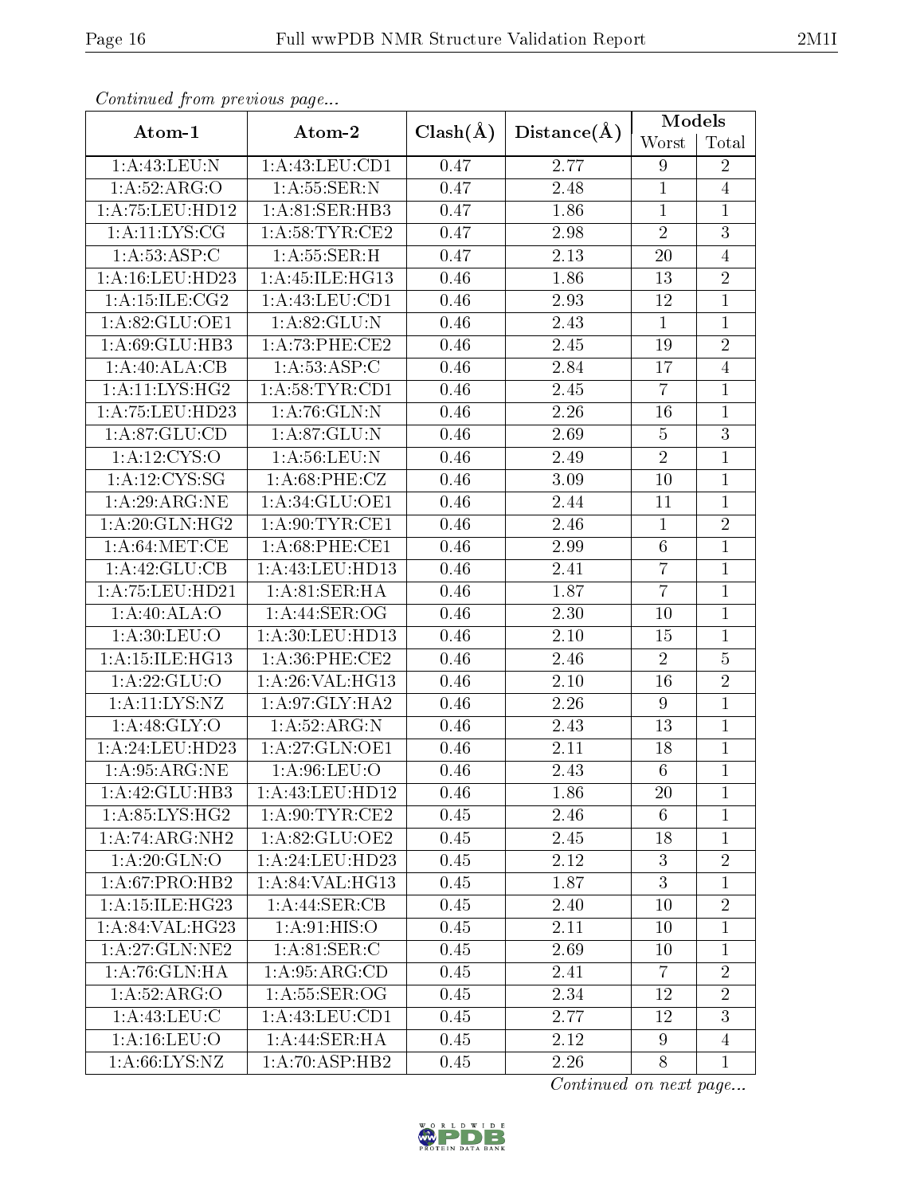*Continued from previous page...*

| Atom-1 | Atom-2 | Clash(Å) | Distance(Å) | Models | |
|---|---|---|---|---|---|
| | | | | Worst | Total |
| 1:A:43:LEU:N | 1:A:43:LEU:CD1 | 0.47 | 2.77 | 9 | 2 |
| 1:A:52:ARG:O | 1:A:55:SER:N | 0.47 | 2.48 | 1 | 4 |
| 1:A:75:LEU:HD12 | 1:A:81:SER:HB3 | 0.47 | 1.86 | 1 | 1 |
| 1:A:11:LYS:CG | 1:A:58:TYR:CE2 | 0.47 | 2.98 | 2 | 3 |
| 1:A:53:ASP:C | 1:A:55:SER:H | 0.47 | 2.13 | 20 | 4 |
| 1:A:16:LEU:HD23 | 1:A:45:ILE:HG13 | 0.46 | 1.86 | 13 | 2 |
| 1:A:15:ILE:CG2 | 1:A:43:LEU:CD1 | 0.46 | 2.93 | 12 | 1 |
| 1:A:82:GLU:OE1 | 1:A:82:GLU:N | 0.46 | 2.43 | 1 | 1 |
| 1:A:69:GLU:HB3 | 1:A:73:PHE:CE2 | 0.46 | 2.45 | 19 | 2 |
| 1:A:40:ALA:CB | 1:A:53:ASP:C | 0.46 | 2.84 | 17 | 4 |
| 1:A:11:LYS:HG2 | 1:A:58:TYR:CD1 | 0.46 | 2.45 | 7 | 1 |
| 1:A:75:LEU:HD23 | 1:A:76:GLN:N | 0.46 | 2.26 | 16 | 1 |
| 1:A:87:GLU:CD | 1:A:87:GLU:N | 0.46 | 2.69 | 5 | 3 |
| 1:A:12:CYS:O | 1:A:56:LEU:N | 0.46 | 2.49 | 2 | 1 |
| 1:A:12:CYS:SG | 1:A:68:PHE:CZ | 0.46 | 3.09 | 10 | 1 |
| 1:A:29:ARG:NE | 1:A:34:GLU:OE1 | 0.46 | 2.44 | 11 | 1 |
| 1:A:20:GLN:HG2 | 1:A:90:TYR:CE1 | 0.46 | 2.46 | 1 | 2 |
| 1:A:64:MET:CE | 1:A:68:PHE:CE1 | 0.46 | 2.99 | 6 | 1 |
| 1:A:42:GLU:CB | 1:A:43:LEU:HD13 | 0.46 | 2.41 | 7 | 1 |
| 1:A:75:LEU:HD21 | 1:A:81:SER:HA | 0.46 | 1.87 | 7 | 1 |
| 1:A:40:ALA:O | 1:A:44:SER:OG | 0.46 | 2.30 | 10 | 1 |
| 1:A:30:LEU:O | 1:A:30:LEU:HD13 | 0.46 | 2.10 | 15 | 1 |
| 1:A:15:ILE:HG13 | 1:A:36:PHE:CE2 | 0.46 | 2.46 | 2 | 5 |
| 1:A:22:GLU:O | 1:A:26:VAL:HG13 | 0.46 | 2.10 | 16 | 2 |
| 1:A:11:LYS:NZ | 1:A:97:GLY:HA2 | 0.46 | 2.26 | 9 | 1 |
| 1:A:48:GLY:O | 1:A:52:ARG:N | 0.46 | 2.43 | 13 | 1 |
| 1:A:24:LEU:HD23 | 1:A:27:GLN:OE1 | 0.46 | 2.11 | 18 | 1 |
| 1:A:95:ARG:NE | 1:A:96:LEU:O | 0.46 | 2.43 | 6 | 1 |
| 1:A:42:GLU:HB3 | 1:A:43:LEU:HD12 | 0.46 | 1.86 | 20 | 1 |
| 1:A:85:LYS:HG2 | 1:A:90:TYR:CE2 | 0.45 | 2.46 | 6 | 1 |
| 1:A:74:ARG:NH2 | 1:A:82:GLU:OE2 | 0.45 | 2.45 | 18 | 1 |
| 1:A:20:GLN:O | 1:A:24:LEU:HD23 | 0.45 | 2.12 | 3 | 2 |
| 1:A:67:PRO:HB2 | 1:A:84:VAL:HG13 | 0.45 | 1.87 | 3 | 1 |
| 1:A:15:ILE:HG23 | 1:A:44:SER:CB | 0.45 | 2.40 | 10 | 2 |
| 1:A:84:VAL:HG23 | 1:A:91:HIS:O | 0.45 | 2.11 | 10 | 1 |
| 1:A:27:GLN:NE2 | 1:A:81:SER:C | 0.45 | 2.69 | 10 | 1 |
| 1:A:76:GLN:HA | 1:A:95:ARG:CD | 0.45 | 2.41 | 7 | 2 |
| 1:A:52:ARG:O | 1:A:55:SER:OG | 0.45 | 2.34 | 12 | 2 |
| 1:A:43:LEU:C | 1:A:43:LEU:CD1 | 0.45 | 2.77 | 12 | 3 |
| 1:A:16:LEU:O | 1:A:44:SER:HA | 0.45 | 2.12 | 9 | 4 |
| 1:A:66:LYS:NZ | 1:A:70:ASP:HB2 | 0.45 | 2.26 | 8 | 1 |

*Continued on next page...*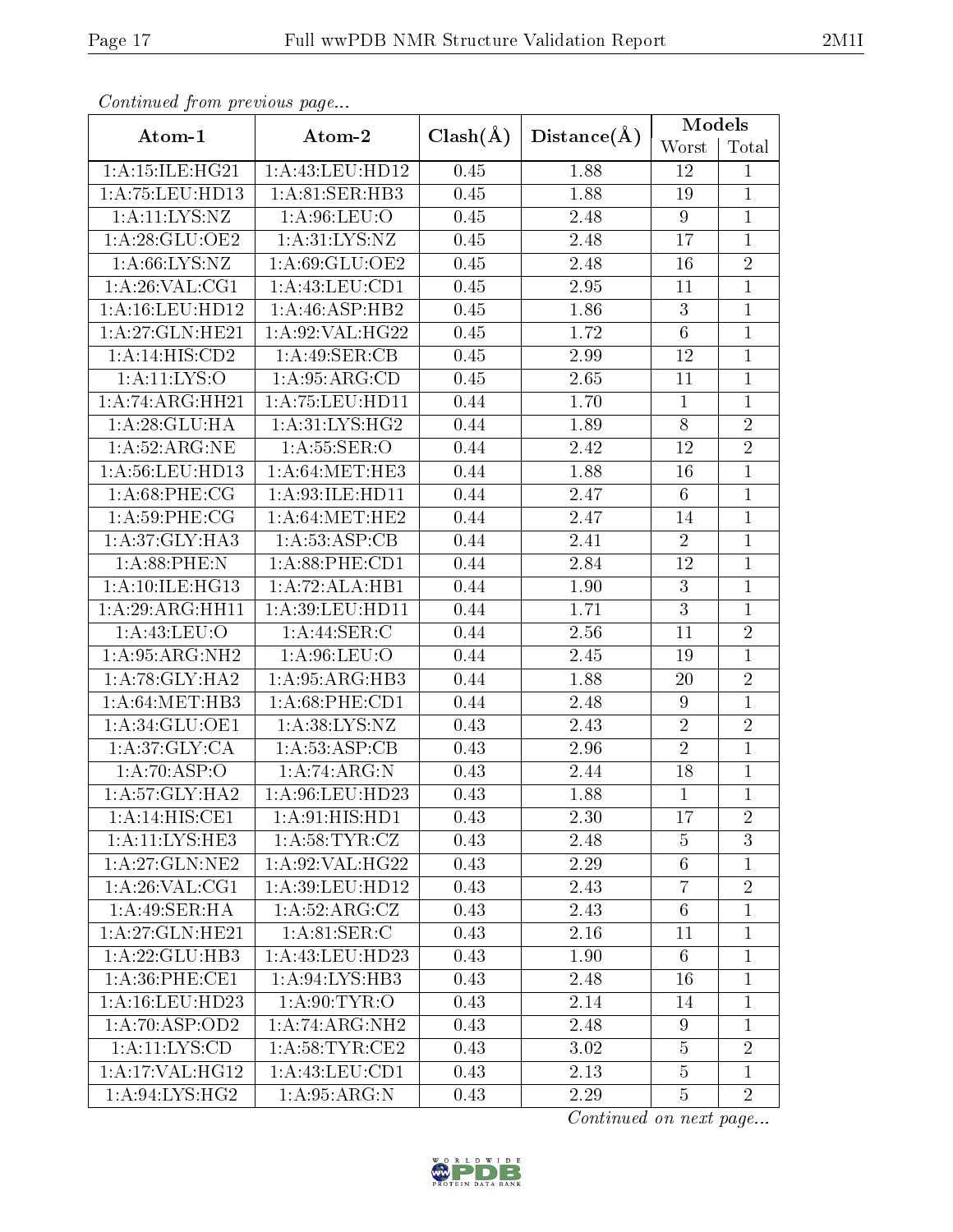*Continued from previous page...*

| Atom-1 | Atom-2 | Clash(Å) | Distance(Å) | Models | |
|---|---|---|---|---|---|
| | | | | Worst | Total |
| 1:A:15:ILE:HG21 | 1:A:43:LEU:HD12 | 0.45 | 1.88 | 12 | 1 |
| 1:A:75:LEU:HD13 | 1:A:81:SER:HB3 | 0.45 | 1.88 | 19 | 1 |
| 1:A:11:LYS:NZ | 1:A:96:LEU:O | 0.45 | 2.48 | 9 | 1 |
| 1:A:28:GLU:OE2 | 1:A:31:LYS:NZ | 0.45 | 2.48 | 17 | 1 |
| 1:A:66:LYS:NZ | 1:A:69:GLU:OE2 | 0.45 | 2.48 | 16 | 2 |
| 1:A:26:VAL:CG1 | 1:A:43:LEU:CD1 | 0.45 | 2.95 | 11 | 1 |
| 1:A:16:LEU:HD12 | 1:A:46:ASP:HB2 | 0.45 | 1.86 | 3 | 1 |
| 1:A:27:GLN:HE21 | 1:A:92:VAL:HG22 | 0.45 | 1.72 | 6 | 1 |
| 1:A:14:HIS:CD2 | 1:A:49:SER:CB | 0.45 | 2.99 | 12 | 1 |
| 1:A:11:LYS:O | 1:A:95:ARG:CD | 0.45 | 2.65 | 11 | 1 |
| 1:A:74:ARG:HH21 | 1:A:75:LEU:HD11 | 0.44 | 1.70 | 1 | 1 |
| 1:A:28:GLU:HA | 1:A:31:LYS:HG2 | 0.44 | 1.89 | 8 | 2 |
| 1:A:52:ARG:NE | 1:A:55:SER:O | 0.44 | 2.42 | 12 | 2 |
| 1:A:56:LEU:HD13 | 1:A:64:MET:HE3 | 0.44 | 1.88 | 16 | 1 |
| 1:A:68:PHE:CG | 1:A:93:ILE:HD11 | 0.44 | 2.47 | 6 | 1 |
| 1:A:59:PHE:CG | 1:A:64:MET:HE2 | 0.44 | 2.47 | 14 | 1 |
| 1:A:37:GLY:HA3 | 1:A:53:ASP:CB | 0.44 | 2.41 | 2 | 1 |
| 1:A:88:PHE:N | 1:A:88:PHE:CD1 | 0.44 | 2.84 | 12 | 1 |
| 1:A:10:ILE:HG13 | 1:A:72:ALA:HB1 | 0.44 | 1.90 | 3 | 1 |
| 1:A:29:ARG:HH11 | 1:A:39:LEU:HD11 | 0.44 | 1.71 | 3 | 1 |
| 1:A:43:LEU:O | 1:A:44:SER:C | 0.44 | 2.56 | 11 | 2 |
| 1:A:95:ARG:NH2 | 1:A:96:LEU:O | 0.44 | 2.45 | 19 | 1 |
| 1:A:78:GLY:HA2 | 1:A:95:ARG:HB3 | 0.44 | 1.88 | 20 | 2 |
| 1:A:64:MET:HB3 | 1:A:68:PHE:CD1 | 0.44 | 2.48 | 9 | 1 |
| 1:A:34:GLU:OE1 | 1:A:38:LYS:NZ | 0.43 | 2.43 | 2 | 2 |
| 1:A:37:GLY:CA | 1:A:53:ASP:CB | 0.43 | 2.96 | 2 | 1 |
| 1:A:70:ASP:O | 1:A:74:ARG:N | 0.43 | 2.44 | 18 | 1 |
| 1:A:57:GLY:HA2 | 1:A:96:LEU:HD23 | 0.43 | 1.88 | 1 | 1 |
| 1:A:14:HIS:CE1 | 1:A:91:HIS:HD1 | 0.43 | 2.30 | 17 | 2 |
| 1:A:11:LYS:HE3 | 1:A:58:TYR:CZ | 0.43 | 2.48 | 5 | 3 |
| 1:A:27:GLN:NE2 | 1:A:92:VAL:HG22 | 0.43 | 2.29 | 6 | 1 |
| 1:A:26:VAL:CG1 | 1:A:39:LEU:HD12 | 0.43 | 2.43 | 7 | 2 |
| 1:A:49:SER:HA | 1:A:52:ARG:CZ | 0.43 | 2.43 | 6 | 1 |
| 1:A:27:GLN:HE21 | 1:A:81:SER:C | 0.43 | 2.16 | 11 | 1 |
| 1:A:22:GLU:HB3 | 1:A:43:LEU:HD23 | 0.43 | 1.90 | 6 | 1 |
| 1:A:36:PHE:CE1 | 1:A:94:LYS:HB3 | 0.43 | 2.48 | 16 | 1 |
| 1:A:16:LEU:HD23 | 1:A:90:TYR:O | 0.43 | 2.14 | 14 | 1 |
| 1:A:70:ASP:OD2 | 1:A:74:ARG:NH2 | 0.43 | 2.48 | 9 | 1 |
| 1:A:11:LYS:CD | 1:A:58:TYR:CE2 | 0.43 | 3.02 | 5 | 2 |
| 1:A:17:VAL:HG12 | 1:A:43:LEU:CD1 | 0.43 | 2.13 | 5 | 1 |
| 1:A:94:LYS:HG2 | 1:A:95:ARG:N | 0.43 | 2.29 | 5 | 2 |

*Continued on next page...*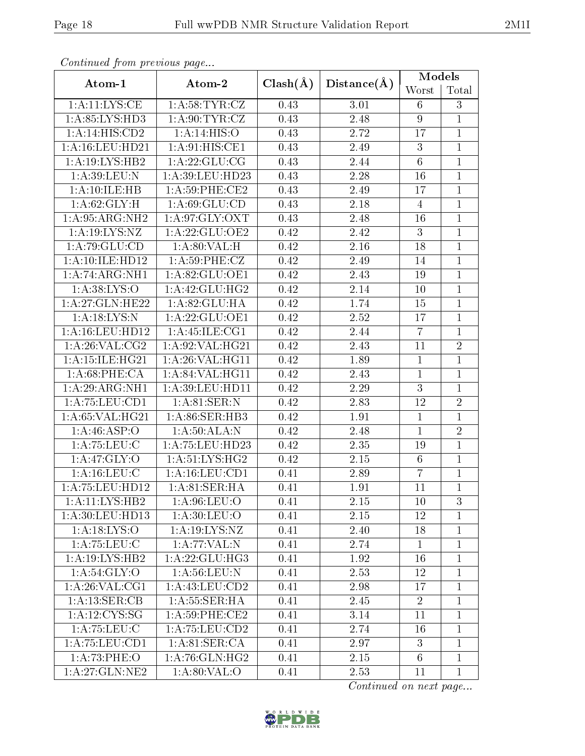*Continued from previous page...*

| Atom-1 | Atom-2 | Clash(Å) | Distance(Å) | Models | |
|---|---|---|---|---|---|
| | | | | Worst | Total |
| 1:A:11:LYS:CE | 1:A:58:TYR:CZ | 0.43 | 3.01 | 6 | 3 |
| 1:A:85:LYS:HD3 | 1:A:90:TYR:CZ | 0.43 | 2.48 | 9 | 1 |
| 1:A:14:HIS:CD2 | 1:A:14:HIS:O | 0.43 | 2.72 | 17 | 1 |
| 1:A:16:LEU:HD21 | 1:A:91:HIS:CE1 | 0.43 | 2.49 | 3 | 1 |
| 1:A:19:LYS:HB2 | 1:A:22:GLU:CG | 0.43 | 2.44 | 6 | 1 |
| 1:A:39:LEU:N | 1:A:39:LEU:HD23 | 0.43 | 2.28 | 16 | 1 |
| 1:A:10:ILE:HB | 1:A:59:PHE:CE2 | 0.43 | 2.49 | 17 | 1 |
| 1:A:62:GLY:H | 1:A:69:GLU:CD | 0.43 | 2.18 | 4 | 1 |
| 1:A:95:ARG:NH2 | 1:A:97:GLY:OXT | 0.43 | 2.48 | 16 | 1 |
| 1:A:19:LYS:NZ | 1:A:22:GLU:OE2 | 0.42 | 2.42 | 3 | 1 |
| 1:A:79:GLU:CD | 1:A:80:VAL:H | 0.42 | 2.16 | 18 | 1 |
| 1:A:10:ILE:HD12 | 1:A:59:PHE:CZ | 0.42 | 2.49 | 14 | 1 |
| 1:A:74:ARG:NH1 | 1:A:82:GLU:OE1 | 0.42 | 2.43 | 19 | 1 |
| 1:A:38:LYS:O | 1:A:42:GLU:HG2 | 0.42 | 2.14 | 10 | 1 |
| 1:A:27:GLN:HE22 | 1:A:82:GLU:HA | 0.42 | 1.74 | 15 | 1 |
| 1:A:18:LYS:N | 1:A:22:GLU:OE1 | 0.42 | 2.52 | 17 | 1 |
| 1:A:16:LEU:HD12 | 1:A:45:ILE:CG1 | 0.42 | 2.44 | 7 | 1 |
| 1:A:26:VAL:CG2 | 1:A:92:VAL:HG21 | 0.42 | 2.43 | 11 | 2 |
| 1:A:15:ILE:HG21 | 1:A:26:VAL:HG11 | 0.42 | 1.89 | 1 | 1 |
| 1:A:68:PHE:CA | 1:A:84:VAL:HG11 | 0.42 | 2.43 | 1 | 1 |
| 1:A:29:ARG:NH1 | 1:A:39:LEU:HD11 | 0.42 | 2.29 | 3 | 1 |
| 1:A:75:LEU:CD1 | 1:A:81:SER:N | 0.42 | 2.83 | 12 | 2 |
| 1:A:65:VAL:HG21 | 1:A:86:SER:HB3 | 0.42 | 1.91 | 1 | 1 |
| 1:A:46:ASP:O | 1:A:50:ALA:N | 0.42 | 2.48 | 1 | 2 |
| 1:A:75:LEU:C | 1:A:75:LEU:HD23 | 0.42 | 2.35 | 19 | 1 |
| 1:A:47:GLY:O | 1:A:51:LYS:HG2 | 0.42 | 2.15 | 6 | 1 |
| 1:A:16:LEU:C | 1:A:16:LEU:CD1 | 0.41 | 2.89 | 7 | 1 |
| 1:A:75:LEU:HD12 | 1:A:81:SER:HA | 0.41 | 1.91 | 11 | 1 |
| 1:A:11:LYS:HB2 | 1:A:96:LEU:O | 0.41 | 2.15 | 10 | 3 |
| 1:A:30:LEU:HD13 | 1:A:30:LEU:O | 0.41 | 2.15 | 12 | 1 |
| 1:A:18:LYS:O | 1:A:19:LYS:NZ | 0.41 | 2.40 | 18 | 1 |
| 1:A:75:LEU:C | 1:A:77:VAL:N | 0.41 | 2.74 | 1 | 1 |
| 1:A:19:LYS:HB2 | 1:A:22:GLU:HG3 | 0.41 | 1.92 | 16 | 1 |
| 1:A:54:GLY:O | 1:A:56:LEU:N | 0.41 | 2.53 | 12 | 1 |
| 1:A:26:VAL:CG1 | 1:A:43:LEU:CD2 | 0.41 | 2.98 | 17 | 1 |
| 1:A:13:SER:CB | 1:A:55:SER:HA | 0.41 | 2.45 | 2 | 1 |
| 1:A:12:CYS:SG | 1:A:59:PHE:CE2 | 0.41 | 3.14 | 11 | 1 |
| 1:A:75:LEU:C | 1:A:75:LEU:CD2 | 0.41 | 2.74 | 16 | 1 |
| 1:A:75:LEU:CD1 | 1:A:81:SER:CA | 0.41 | 2.97 | 3 | 1 |
| 1:A:73:PHE:O | 1:A:76:GLN:HG2 | 0.41 | 2.15 | 6 | 1 |
| 1:A:27:GLN:NE2 | 1:A:80:VAL:O | 0.41 | 2.53 | 11 | 1 |

*Continued on next page...*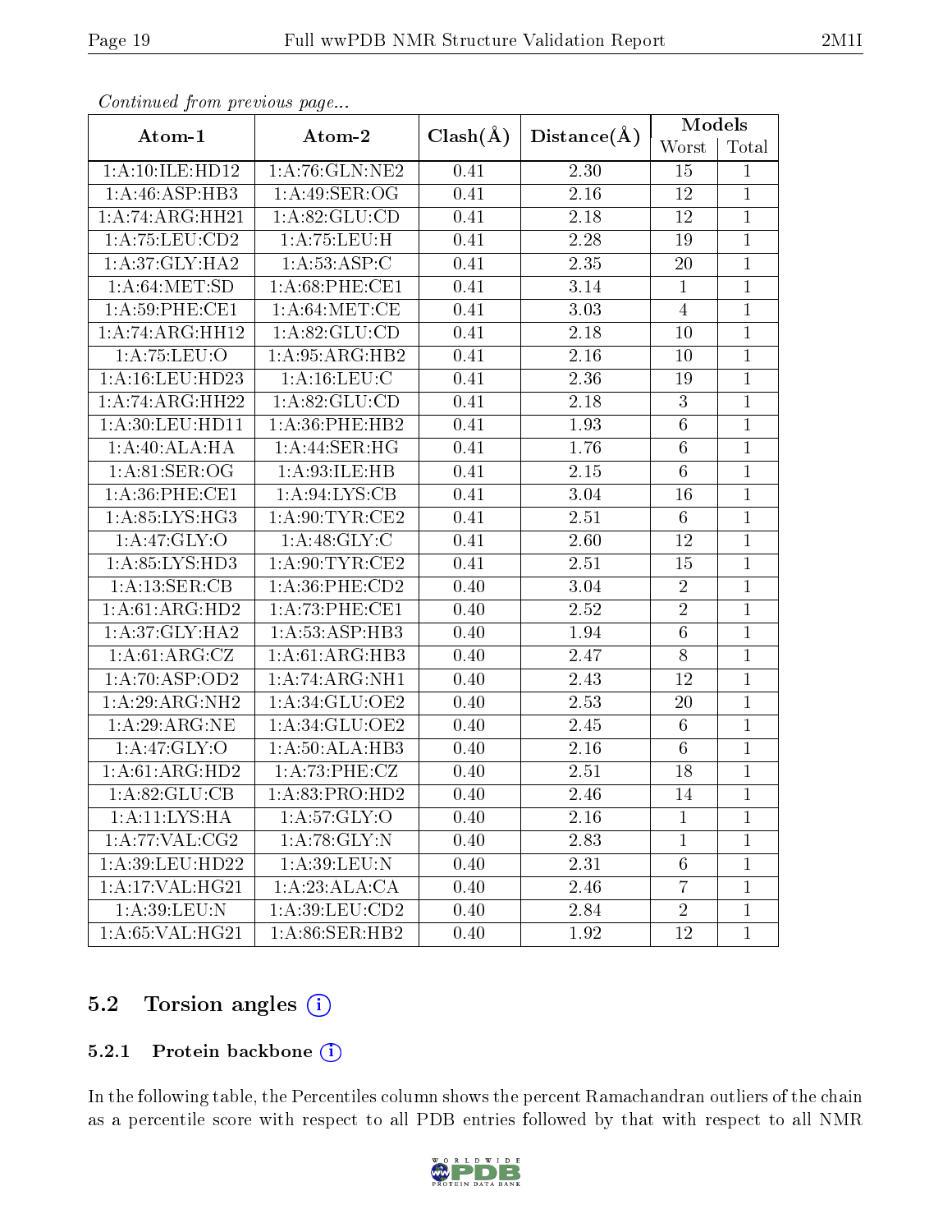*Continued from previous page...*

| Atom-1 | Atom-2 | Clash(Å) | Distance(Å) | Models | |
|---|---|---|---|---|---|
| | | | | Worst | Total |
| 1:A:10:ILE:HD12 | 1:A:76:GLN:NE2 | 0.41 | 2.30 | 15 | 1 |
| 1:A:46:ASP:HB3 | 1:A:49:SER:OG | 0.41 | 2.16 | 12 | 1 |
| 1:A:74:ARG:HH21 | 1:A:82:GLU:CD | 0.41 | 2.18 | 12 | 1 |
| 1:A:75:LEU:CD2 | 1:A:75:LEU:H | 0.41 | 2.28 | 19 | 1 |
| 1:A:37:GLY:HA2 | 1:A:53:ASP:C | 0.41 | 2.35 | 20 | 1 |
| 1:A:64:MET:SD | 1:A:68:PHE:CE1 | 0.41 | 3.14 | 1 | 1 |
| 1:A:59:PHE:CE1 | 1:A:64:MET:CE | 0.41 | 3.03 | 4 | 1 |
| 1:A:74:ARG:HH12 | 1:A:82:GLU:CD | 0.41 | 2.18 | 10 | 1 |
| 1:A:75:LEU:O | 1:A:95:ARG:HB2 | 0.41 | 2.16 | 10 | 1 |
| 1:A:16:LEU:HD23 | 1:A:16:LEU:C | 0.41 | 2.36 | 19 | 1 |
| 1:A:74:ARG:HH22 | 1:A:82:GLU:CD | 0.41 | 2.18 | 3 | 1 |
| 1:A:30:LEU:HD11 | 1:A:36:PHE:HB2 | 0.41 | 1.93 | 6 | 1 |
| 1:A:40:ALA:HA | 1:A:44:SER:HG | 0.41 | 1.76 | 6 | 1 |
| 1:A:81:SER:OG | 1:A:93:ILE:HB | 0.41 | 2.15 | 6 | 1 |
| 1:A:36:PHE:CE1 | 1:A:94:LYS:CB | 0.41 | 3.04 | 16 | 1 |
| 1:A:85:LYS:HG3 | 1:A:90:TYR:CE2 | 0.41 | 2.51 | 6 | 1 |
| 1:A:47:GLY:O | 1:A:48:GLY:C | 0.41 | 2.60 | 12 | 1 |
| 1:A:85:LYS:HD3 | 1:A:90:TYR:CE2 | 0.41 | 2.51 | 15 | 1 |
| 1:A:13:SER:CB | 1:A:36:PHE:CD2 | 0.40 | 3.04 | 2 | 1 |
| 1:A:61:ARG:HD2 | 1:A:73:PHE:CE1 | 0.40 | 2.52 | 2 | 1 |
| 1:A:37:GLY:HA2 | 1:A:53:ASP:HB3 | 0.40 | 1.94 | 6 | 1 |
| 1:A:61:ARG:CZ | 1:A:61:ARG:HB3 | 0.40 | 2.47 | 8 | 1 |
| 1:A:70:ASP:OD2 | 1:A:74:ARG:NH1 | 0.40 | 2.43 | 12 | 1 |
| 1:A:29:ARG:NH2 | 1:A:34:GLU:OE2 | 0.40 | 2.53 | 20 | 1 |
| 1:A:29:ARG:NE | 1:A:34:GLU:OE2 | 0.40 | 2.45 | 6 | 1 |
| 1:A:47:GLY:O | 1:A:50:ALA:HB3 | 0.40 | 2.16 | 6 | 1 |
| 1:A:61:ARG:HD2 | 1:A:73:PHE:CZ | 0.40 | 2.51 | 18 | 1 |
| 1:A:82:GLU:CB | 1:A:83:PRO:HD2 | 0.40 | 2.46 | 14 | 1 |
| 1:A:11:LYS:HA | 1:A:57:GLY:O | 0.40 | 2.16 | 1 | 1 |
| 1:A:77:VAL:CG2 | 1:A:78:GLY:N | 0.40 | 2.83 | 1 | 1 |
| 1:A:39:LEU:HD22 | 1:A:39:LEU:N | 0.40 | 2.31 | 6 | 1 |
| 1:A:17:VAL:HG21 | 1:A:23:ALA:CA | 0.40 | 2.46 | 7 | 1 |
| 1:A:39:LEU:N | 1:A:39:LEU:CD2 | 0.40 | 2.84 | 2 | 1 |
| 1:A:65:VAL:HG21 | 1:A:86:SER:HB2 | 0.40 | 1.92 | 12 | 1 |

## 5.2 Torsion angles (i)

### 5.2.1 Protein backbone (i)

In the following table, the Percentiles column shows the percent Ramachandran outliers of the chain as a percentile score with respect to all PDB entries followed by that with respect to all NMR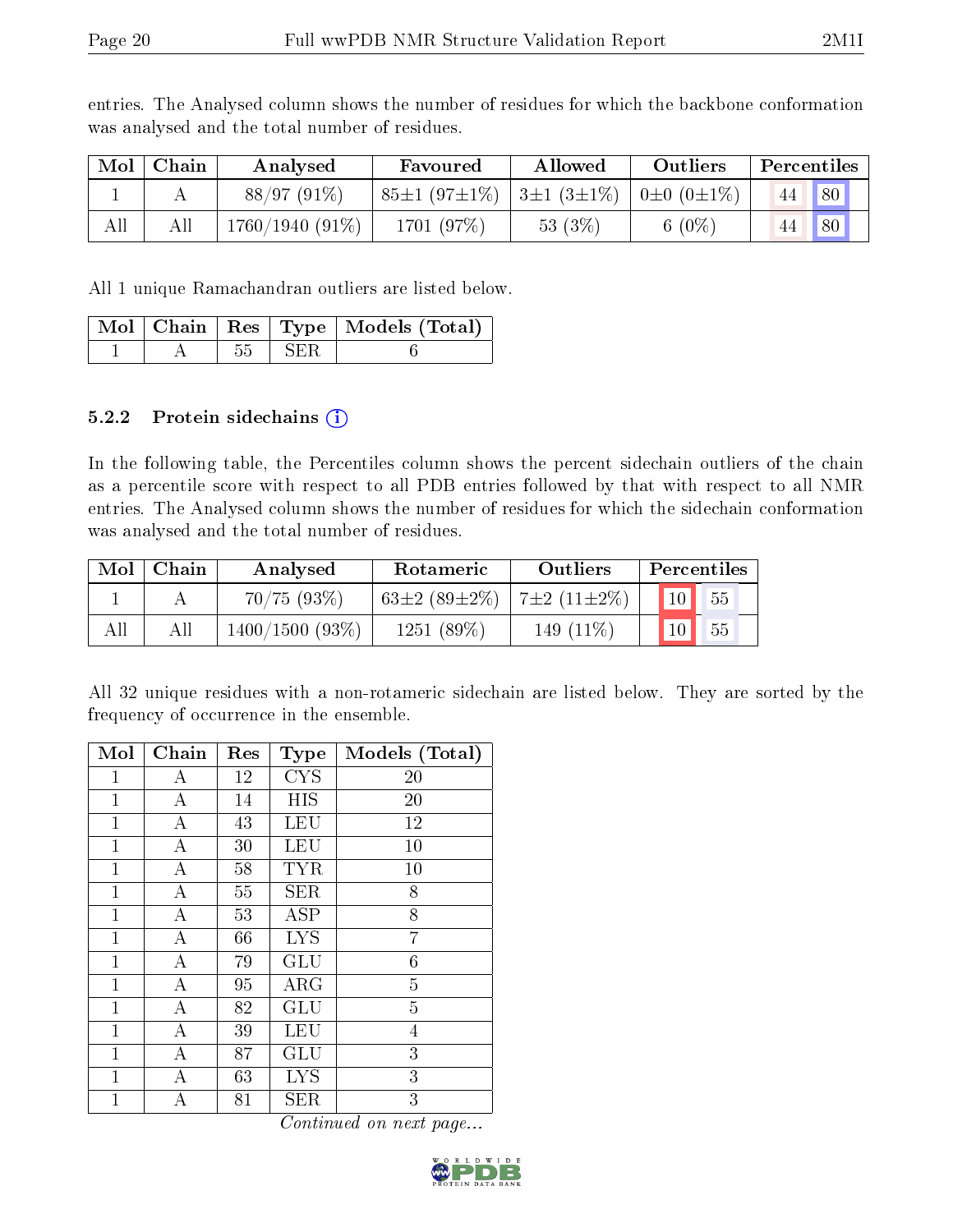entries. The Analysed column shows the number of residues for which the backbone conformation was analysed and the total number of residues.

| Mol | Chain | Analysed | Favoured | Allowed | Outliers | Percentiles | |
|---|---|---|---|---|---|---|---|
| 1 | A | 88/97 (91%) | 85±1 (97±1%) | 3±1 (3±1%) | 0±0 (0±1%) | 44 | 80 |
| All | All | 1760/1940 (91%) | 1701 (97%) | 53 (3%) | 6 (0%) | 44 | 80 |

All 1 unique Ramachandran outliers are listed below.

| Mol | Chain | Res | Type | Models (Total) |
|---|---|---|---|---|
| 1 | A | 55 | SER | 6 |

#### 5.2.2 Protein sidechains

In the following table, the Percentiles column shows the percent sidechain outliers of the chain as a percentile score with respect to all PDB entries followed by that with respect to all NMR entries. The Analysed column shows the number of residues for which the sidechain conformation was analysed and the total number of residues.

| Mol | Chain | Analysed | Rotameric | Outliers | Percentiles | |
|---|---|---|---|---|---|---|
| 1 | A | 70/75 (93%) | 63±2 (89±2%) | 7±2 (11±2%) | 10 | 55 |
| All | All | 1400/1500 (93%) | 1251 (89%) | 149 (11%) | 10 | 55 |

All 32 unique residues with a non-rotameric sidechain are listed below. They are sorted by the frequency of occurrence in the ensemble.

| Mol | Chain | Res | Type | Models (Total) |
|---|---|---|---|---|
| 1 | A | 12 | CYS | 20 |
| 1 | A | 14 | HIS | 20 |
| 1 | A | 43 | LEU | 12 |
| 1 | A | 30 | LEU | 10 |
| 1 | A | 58 | TYR | 10 |
| 1 | A | 55 | SER | 8 |
| 1 | A | 53 | ASP | 8 |
| 1 | A | 66 | LYS | 7 |
| 1 | A | 79 | GLU | 6 |
| 1 | A | 95 | ARG | 5 |
| 1 | A | 82 | GLU | 5 |
| 1 | A | 39 | LEU | 4 |
| 1 | A | 87 | GLU | 3 |
| 1 | A | 63 | LYS | 3 |
| 1 | A | 81 | SER | 3 |

*Continued on next page...*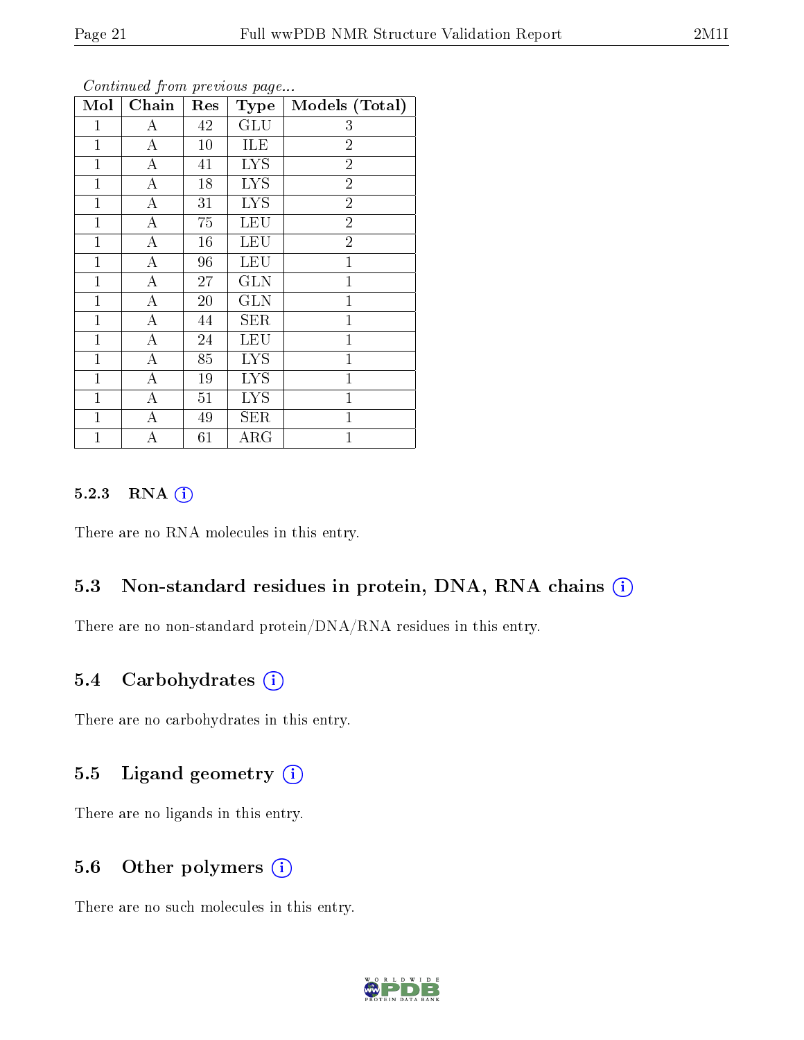*Continued from previous page...*

| Mol | Chain | Res | Type | Models (Total) |
|---|---|---|---|---|
| 1 | A | 42 | GLU | 3 |
| 1 | A | 10 | ILE | 2 |
| 1 | A | 41 | LYS | 2 |
| 1 | A | 18 | LYS | 2 |
| 1 | A | 31 | LYS | 2 |
| 1 | A | 75 | LEU | 2 |
| 1 | A | 16 | LEU | 2 |
| 1 | A | 96 | LEU | 1 |
| 1 | A | 27 | GLN | 1 |
| 1 | A | 20 | GLN | 1 |
| 1 | A | 44 | SER | 1 |
| 1 | A | 24 | LEU | 1 |
| 1 | A | 85 | LYS | 1 |
| 1 | A | 19 | LYS | 1 |
| 1 | A | 51 | LYS | 1 |
| 1 | A | 49 | SER | 1 |
| 1 | A | 61 | ARG | 1 |

#### 5.2.3 RNA

There are no RNA molecules in this entry.

### 5.3 Non-standard residues in protein, DNA, RNA chains

There are no non-standard protein/DNA/RNA residues in this entry.

### 5.4 Carbohydrates

There are no carbohydrates in this entry.

### 5.5 Ligand geometry

There are no ligands in this entry.

### 5.6 Other polymers

There are no such molecules in this entry.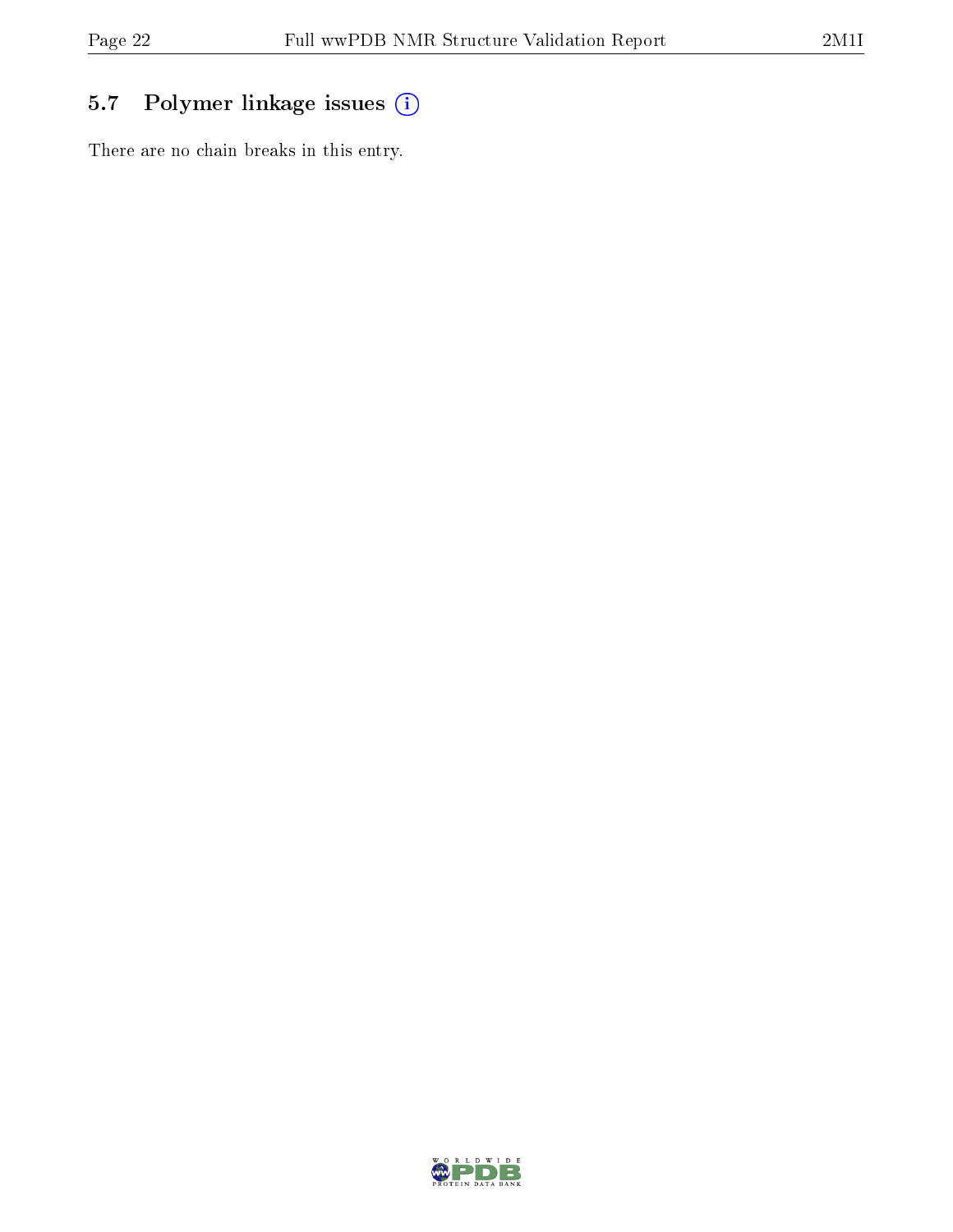## 5.7 Polymer linkage issues

There are no chain breaks in this entry.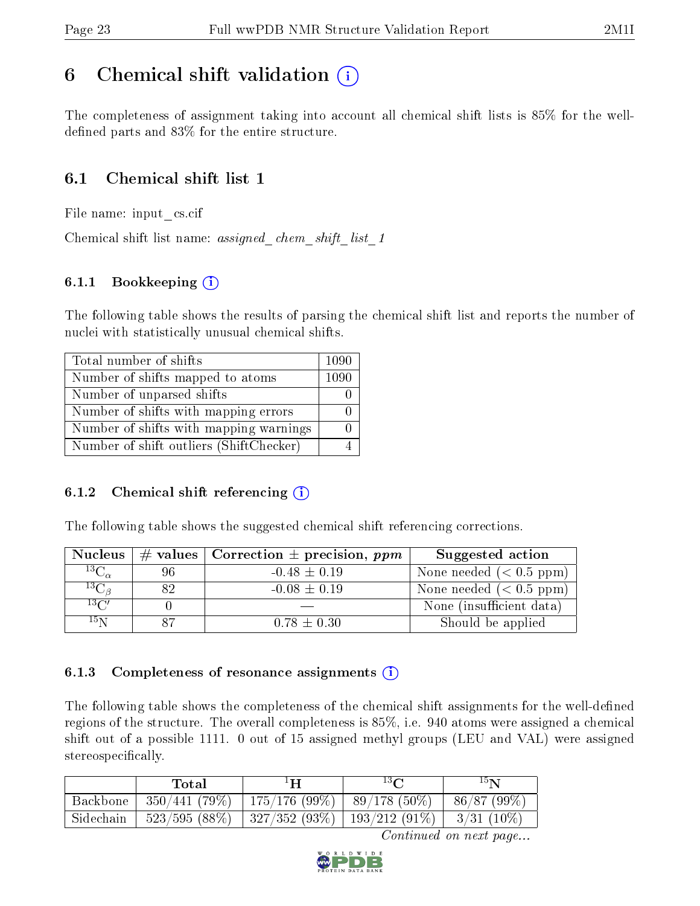# 6 Chemical shift validation (i)

The completeness of assignment taking into account all chemical shift lists is 85% for the well-defined parts and 83% for the entire structure.

## 6.1 Chemical shift list 1

File name: input_cs.cif

Chemical shift list name: *assigned_chem_shift_list_1*

### 6.1.1 Bookkeeping (i)

The following table shows the results of parsing the chemical shift list and reports the number of nuclei with statistically unusual chemical shifts.

| Total number of shifts | 1090 |
|---|---|
| Number of shifts mapped to atoms | 1090 |
| Number of unparsed shifts | 0 |
| Number of shifts with mapping errors | 0 |
| Number of shifts with mapping warnings | 0 |
| Number of shift outliers (ShiftChecker) | 4 |

### 6.1.2 Chemical shift referencing (i)

The following table shows the suggested chemical shift referencing corrections.

| Nucleus | # values | Correction ± precision, *ppm* | Suggested action |
|---|---|---|---|
| $^{13}C_{\alpha}$ | 96 | -0.48 ± 0.19 | None needed (< 0.5 ppm) |
| $^{13}C_{\beta}$ | 82 | -0.08 ± 0.19 | None needed (< 0.5 ppm) |
| $^{13}C'$ | 0 | — | None (insufficient data) |
| $^{15}N$ | 87 | 0.78 ± 0.30 | Should be applied |

### 6.1.3 Completeness of resonance assignments (i)

The following table shows the completeness of the chemical shift assignments for the well-defined regions of the structure. The overall completeness is 85%, i.e. 940 atoms were assigned a chemical shift out of a possible 1111. 0 out of 15 assigned methyl groups (LEU and VAL) were assigned stereospecifically.

| | Total | $^{1}H$ | $^{13}C$ | $^{15}N$ |
|---|---|---|---|---|
| Backbone | 350/441 (79%) | 175/176 (99%) | 89/178 (50%) | 86/87 (99%) |
| Sidechain | 523/595 (88%) | 327/352 (93%) | 193/212 (91%) | 3/31 (10%) |

*Continued on next page...*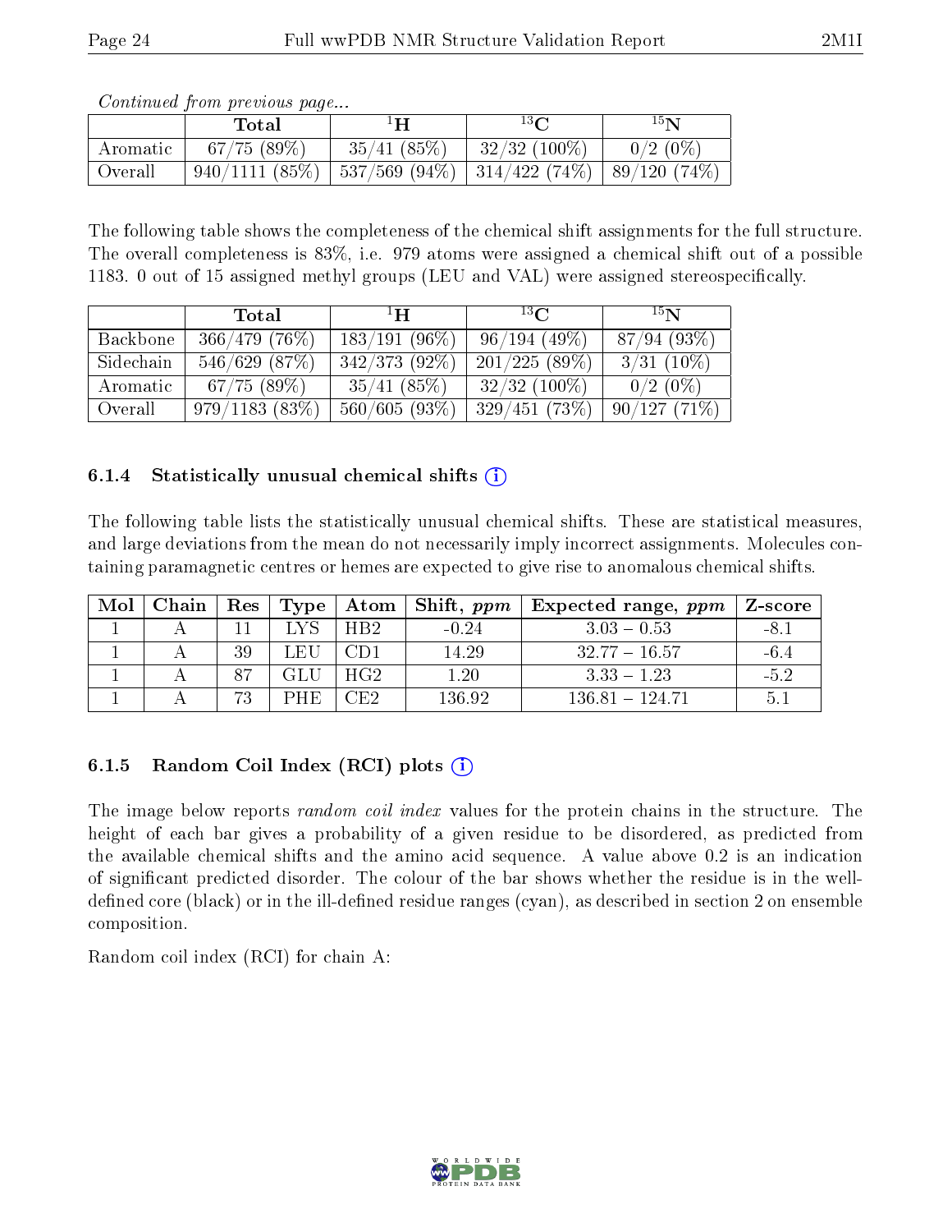*Continued from previous page...*

|  | Total | $^{1}$H | $^{13}$C | $^{15}$N |
|---|---|---|---|---|
| Aromatic | 67/75 (89%) | 35/41 (85%) | 32/32 (100%) | 0/2 (0%) |
| Overall | 940/1111 (85%) | 537/569 (94%) | 314/422 (74%) | 89/120 (74%) |

The following table shows the completeness of the chemical shift assignments for the full structure. The overall completeness is 83%, i.e. 979 atoms were assigned a chemical shift out of a possible 1183. 0 out of 15 assigned methyl groups (LEU and VAL) were assigned stereospecifically.

|  | Total | $^{1}$H | $^{13}$C | $^{15}$N |
|---|---|---|---|---|
| Backbone | 366/479 (76%) | 183/191 (96%) | 96/194 (49%) | 87/94 (93%) |
| Sidechain | 546/629 (87%) | 342/373 (92%) | 201/225 (89%) | 3/31 (10%) |
| Aromatic | 67/75 (89%) | 35/41 (85%) | 32/32 (100%) | 0/2 (0%) |
| Overall | 979/1183 (83%) | 560/605 (93%) | 329/451 (73%) | 90/127 (71%) |

### 6.1.4 Statistically unusual chemical shifts

The following table lists the statistically unusual chemical shifts. These are statistical measures, and large deviations from the mean do not necessarily imply incorrect assignments. Molecules containing paramagnetic centres or hemes are expected to give rise to anomalous chemical shifts.

| Mol | Chain | Res | Type | Atom | Shift, *ppm* | Expected range, *ppm* | Z-score |
|---|---|---|---|---|---|---|---|
| 1 | A | 11 | LYS | HB2 | -0.24 | 3.03 – 0.53 | -8.1 |
| 1 | A | 39 | LEU | CD1 | 14.29 | 32.77 – 16.57 | -6.4 |
| 1 | A | 87 | GLU | HG2 | 1.20 | 3.33 – 1.23 | -5.2 |
| 1 | A | 73 | PHE | CE2 | 136.92 | 136.81 – 124.71 | 5.1 |

### 6.1.5 Random Coil Index (RCI) plots

The image below reports *random coil index* values for the protein chains in the structure. The height of each bar gives a probability of a given residue to be disordered, as predicted from the available chemical shifts and the amino acid sequence. A value above 0.2 is an indication of significant predicted disorder. The colour of the bar shows whether the residue is in the well-defined core (black) or in the ill-defined residue ranges (cyan), as described in section 2 on ensemble composition.

Random coil index (RCI) for chain A: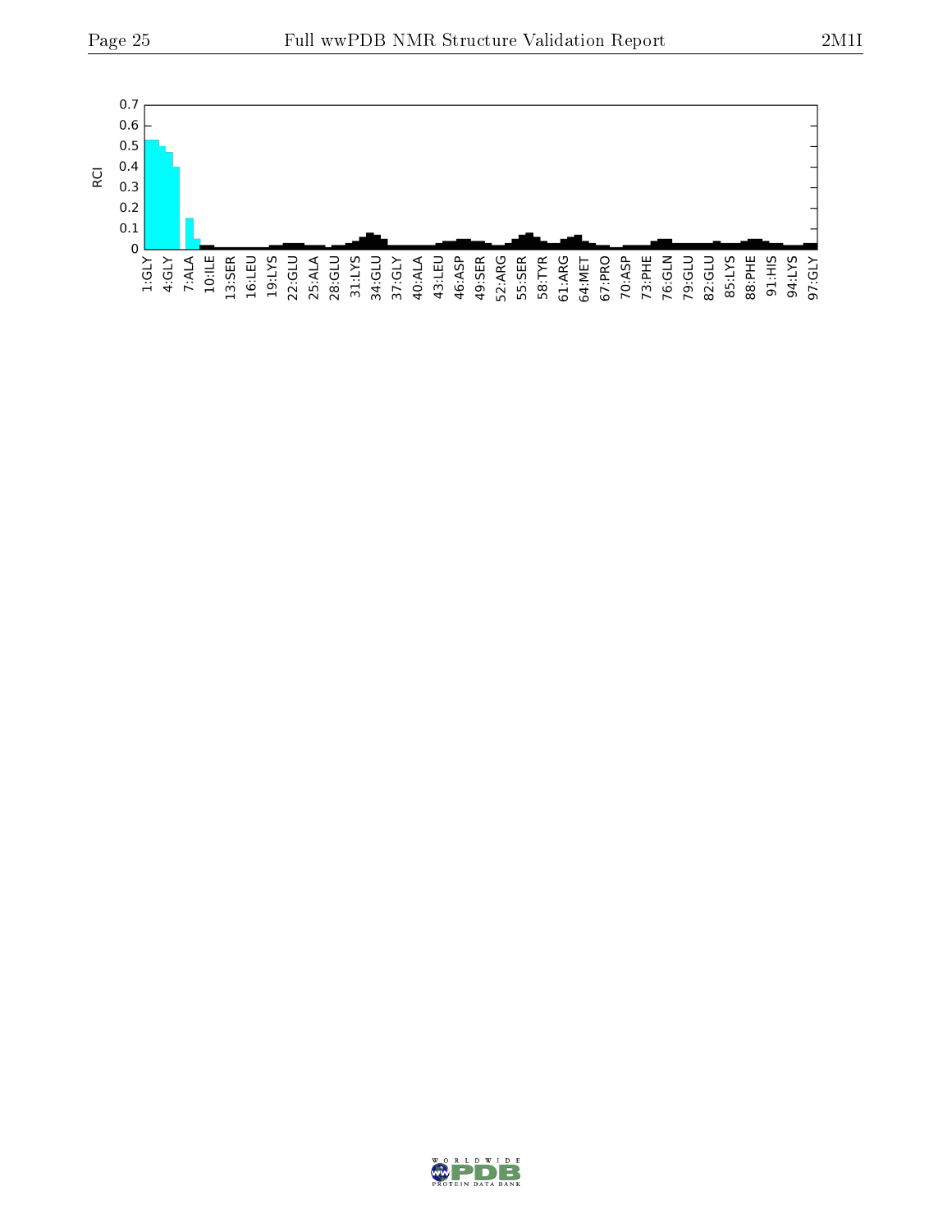RCI

0.7
0.6
0.5
0.4
0.3
0.2
0.1
0

1:GLY 4:GLY 7:ALA 10:ILE 13:SER 16:LEU 19:LYS 22:GLU 25:ALA 28:GLU 31:LYS 34:GLU 37:GLY 40:ALA 43:LEU 46:ASP 49:SER 52:ARG 55:SER 58:TYR 61:ARG 64:MET 67:PRO 70:ASP 73:PHE 76:GLN 79:GLU 82:GLU 85:LYS 88:PHE 91:HIS 94:LYS 97:GLY